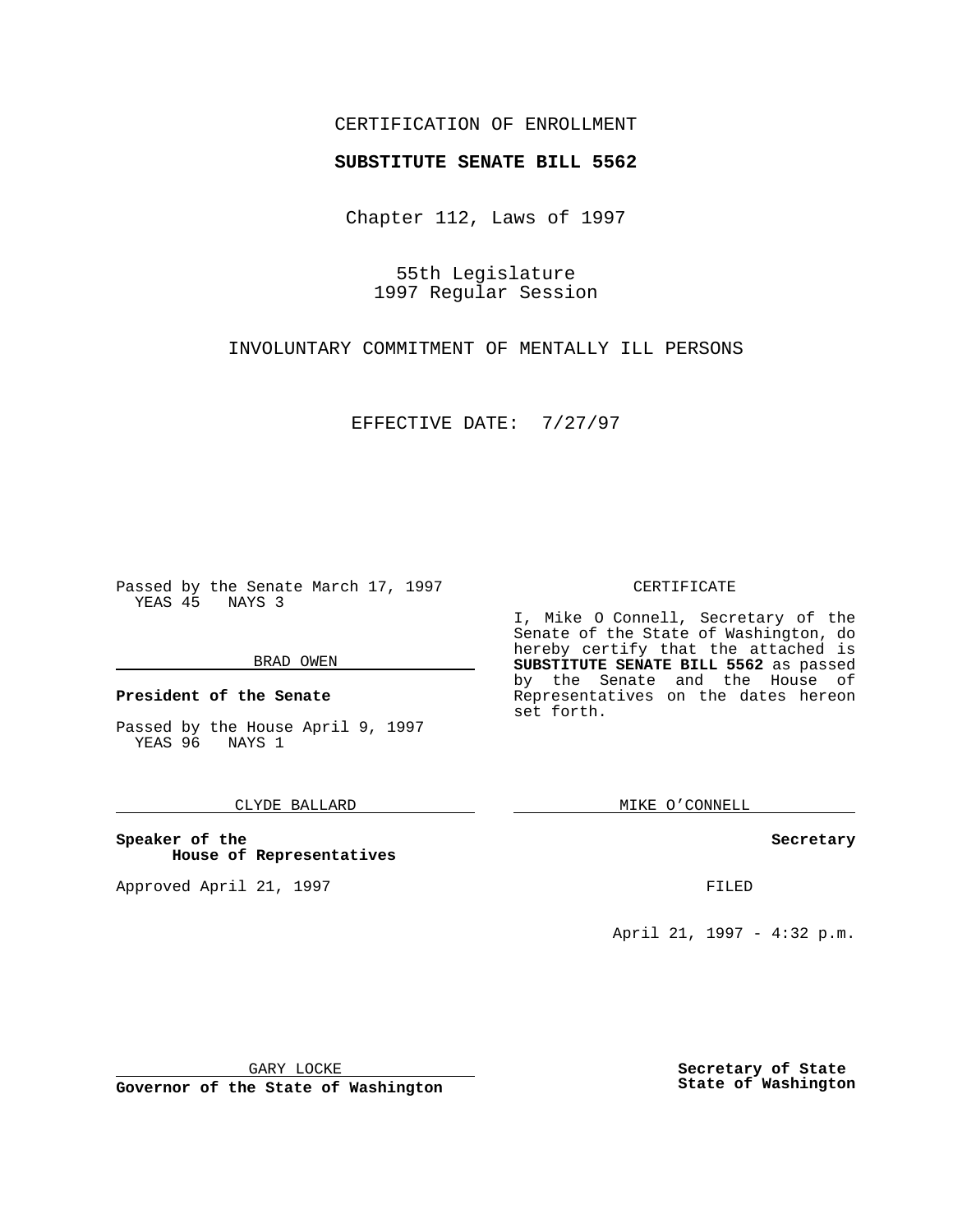CERTIFICATION OF ENROLLMENT

**SUBSTITUTE SENATE BILL 5562**

Chapter 112, Laws of 1997

55th Legislature
1997 Regular Session

INVOLUNTARY COMMITMENT OF MENTALLY ILL PERSONS

EFFECTIVE DATE: 7/27/97

Passed by the Senate March 17, 1997
YEAS 45 NAYS 3

BRAD OWEN

**President of the Senate**

Passed by the House April 9, 1997
YEAS 96 NAYS 1

CLYDE BALLARD

**Speaker of the House of Representatives**

Approved April 21, 1997

GARY LOCKE

**Governor of the State of Washington**

CERTIFICATE

I, Mike O Connell, Secretary of the Senate of the State of Washington, do hereby certify that the attached is **SUBSTITUTE SENATE BILL 5562** as passed by the Senate and the House of Representatives on the dates hereon set forth.

MIKE O'CONNELL

**Secretary**

FILED

April 21, 1997 - 4:32 p.m.

**Secretary of State**
**State of Washington**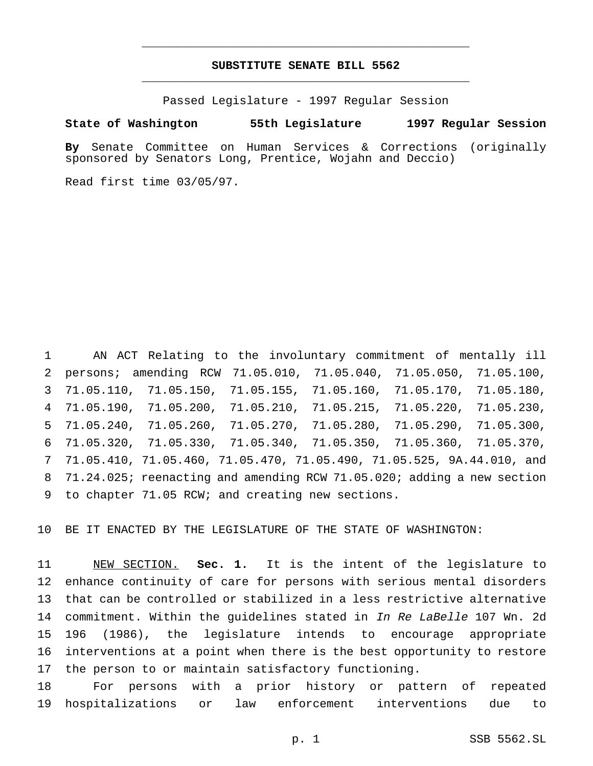# SUBSTITUTE SENATE BILL 5562

Passed Legislature - 1997 Regular Session

**State of Washington 55th Legislature 1997 Regular Session**

**By** Senate Committee on Human Services & Corrections (originally sponsored by Senators Long, Prentice, Wojahn and Deccio)

Read first time 03/05/97.

AN ACT Relating to the involuntary commitment of mentally ill persons; amending RCW 71.05.010, 71.05.040, 71.05.050, 71.05.100, 71.05.110, 71.05.150, 71.05.155, 71.05.160, 71.05.170, 71.05.180, 71.05.190, 71.05.200, 71.05.210, 71.05.215, 71.05.220, 71.05.230, 71.05.240, 71.05.260, 71.05.270, 71.05.280, 71.05.290, 71.05.300, 71.05.320, 71.05.330, 71.05.340, 71.05.350, 71.05.360, 71.05.370, 71.05.410, 71.05.460, 71.05.470, 71.05.490, 71.05.525, 9A.44.010, and 71.24.025; reenacting and amending RCW 71.05.020; adding a new section to chapter 71.05 RCW; and creating new sections.

BE IT ENACTED BY THE LEGISLATURE OF THE STATE OF WASHINGTON:

NEW SECTION. **Sec. 1.** It is the intent of the legislature to enhance continuity of care for persons with serious mental disorders that can be controlled or stabilized in a less restrictive alternative commitment. Within the guidelines stated in *In Re LaBelle* 107 Wn. 2d 196 (1986), the legislature intends to encourage appropriate interventions at a point when there is the best opportunity to restore the person to or maintain satisfactory functioning.

For persons with a prior history or pattern of repeated hospitalizations or law enforcement interventions due to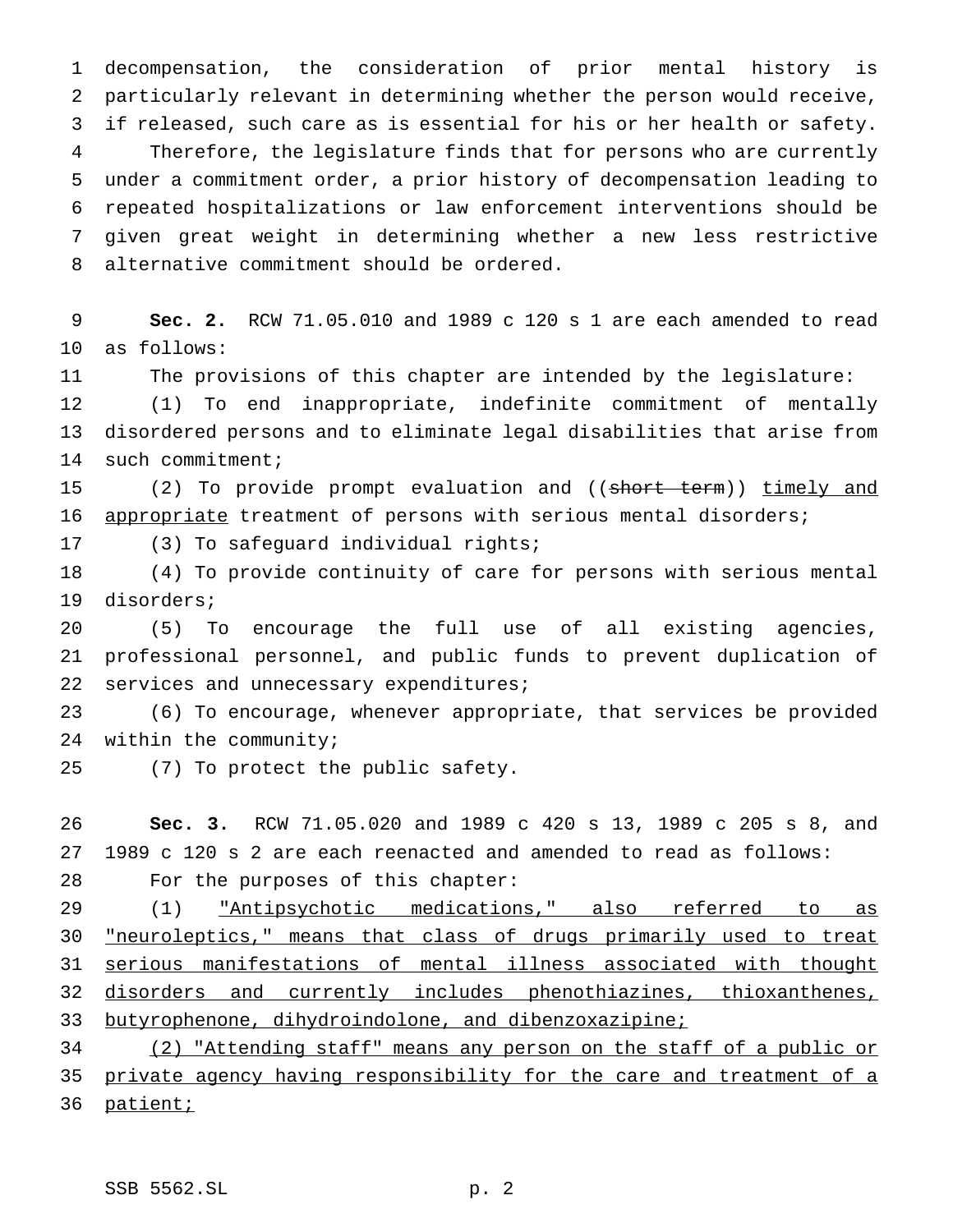decompensation, the consideration of prior mental history is particularly relevant in determining whether the person would receive, if released, such care as is essential for his or her health or safety.

Therefore, the legislature finds that for persons who are currently under a commitment order, a prior history of decompensation leading to repeated hospitalizations or law enforcement interventions should be given great weight in determining whether a new less restrictive alternative commitment should be ordered.

**Sec. 2.** RCW 71.05.010 and 1989 c 120 s 1 are each amended to read as follows:

The provisions of this chapter are intended by the legislature:

(1) To end inappropriate, indefinite commitment of mentally disordered persons and to eliminate legal disabilities that arise from such commitment;

(2) To provide prompt evaluation and ((~~short term~~)) <u>timely and appropriate</u> treatment of persons with serious mental disorders;

(3) To safeguard individual rights;

(4) To provide continuity of care for persons with serious mental disorders;

(5) To encourage the full use of all existing agencies, professional personnel, and public funds to prevent duplication of services and unnecessary expenditures;

(6) To encourage, whenever appropriate, that services be provided within the community;

(7) To protect the public safety.

**Sec. 3.** RCW 71.05.020 and 1989 c 420 s 13, 1989 c 205 s 8, and 1989 c 120 s 2 are each reenacted and amended to read as follows:

For the purposes of this chapter:

(1) <u>"Antipsychotic medications," also referred to as "neuroleptics," means that class of drugs primarily used to treat serious manifestations of mental illness associated with thought disorders and currently includes phenothiazines, thioxanthenes, butyrophenone, dihydroindolone, and dibenzoxazipine;</u>

<u>(2) "Attending staff" means any person on the staff of a public or private agency having responsibility for the care and treatment of a patient;</u>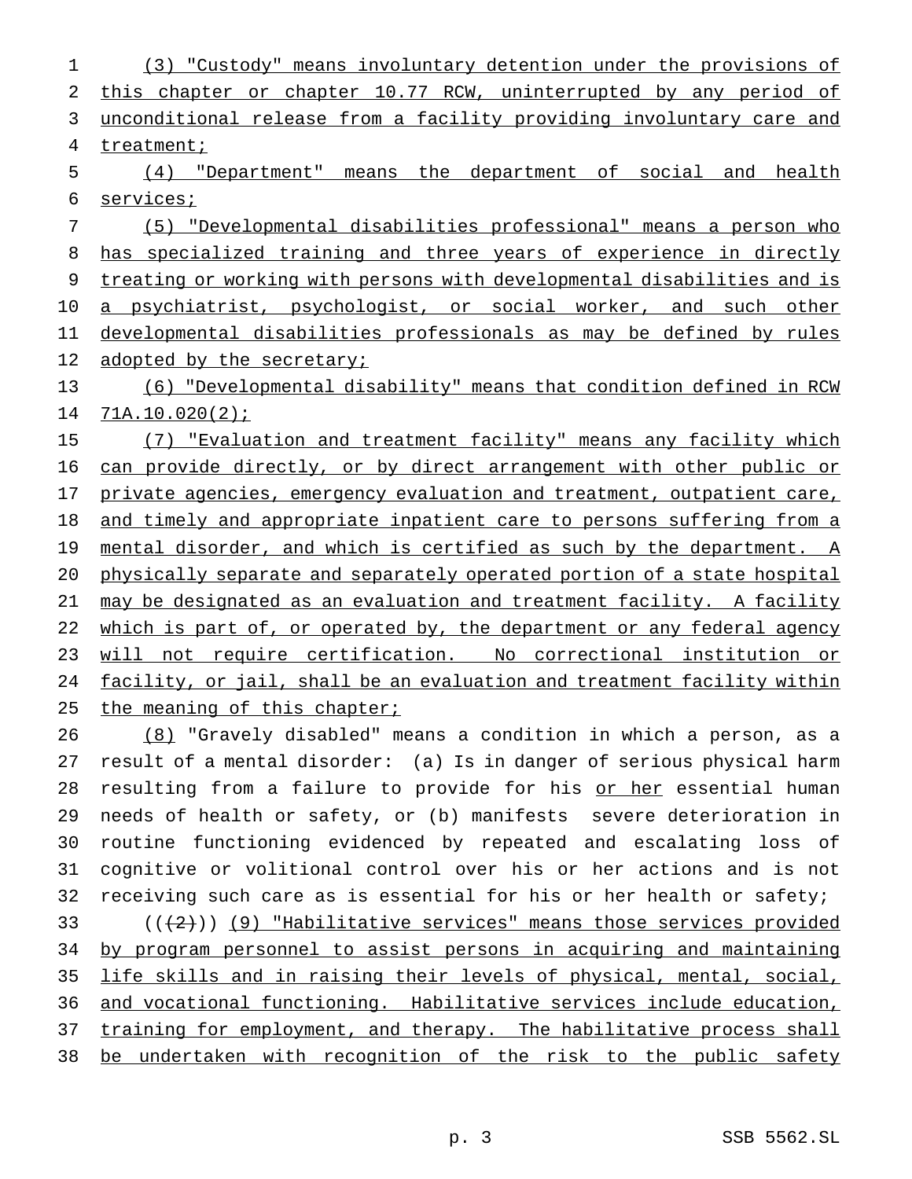(3) "Custody" means involuntary detention under the provisions of this chapter or chapter 10.77 RCW, uninterrupted by any period of unconditional release from a facility providing involuntary care and treatment;

(4) "Department" means the department of social and health services;

(5) "Developmental disabilities professional" means a person who has specialized training and three years of experience in directly treating or working with persons with developmental disabilities and is a psychiatrist, psychologist, or social worker, and such other developmental disabilities professionals as may be defined by rules adopted by the secretary;

(6) "Developmental disability" means that condition defined in RCW 71A.10.020(2);

(7) "Evaluation and treatment facility" means any facility which can provide directly, or by direct arrangement with other public or private agencies, emergency evaluation and treatment, outpatient care, and timely and appropriate inpatient care to persons suffering from a mental disorder, and which is certified as such by the department. A physically separate and separately operated portion of a state hospital may be designated as an evaluation and treatment facility. A facility which is part of, or operated by, the department or any federal agency will not require certification. No correctional institution or facility, or jail, shall be an evaluation and treatment facility within the meaning of this chapter;

(8) "Gravely disabled" means a condition in which a person, as a result of a mental disorder: (a) Is in danger of serious physical harm resulting from a failure to provide for his or her essential human needs of health or safety, or (b) manifests severe deterioration in routine functioning evidenced by repeated and escalating loss of cognitive or volitional control over his or her actions and is not receiving such care as is essential for his or her health or safety;

((~~(2)~~)) (9) "Habilitative services" means those services provided by program personnel to assist persons in acquiring and maintaining life skills and in raising their levels of physical, mental, social, and vocational functioning. Habilitative services include education, training for employment, and therapy. The habilitative process shall be undertaken with recognition of the risk to the public safety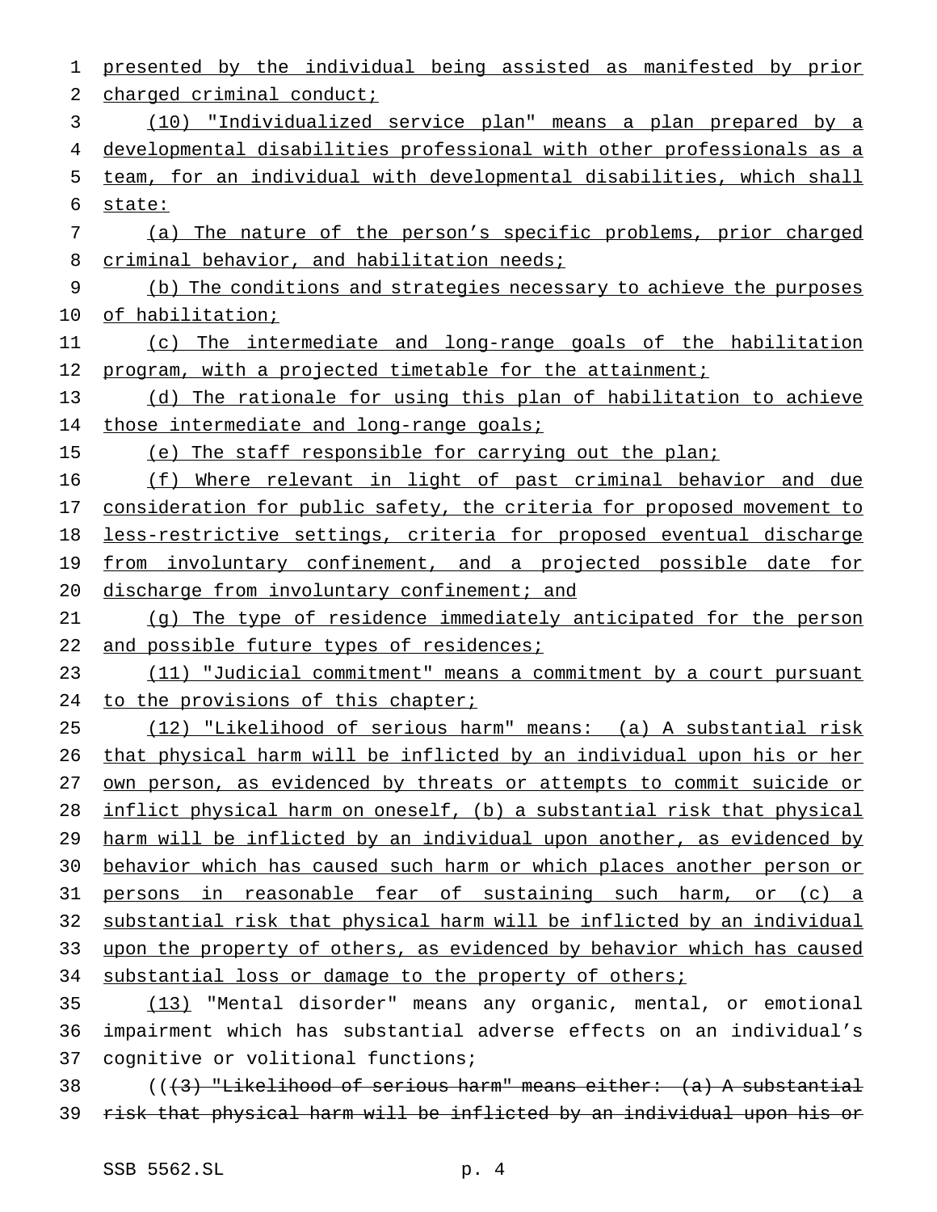presented by the individual being assisted as manifested by prior charged criminal conduct;

(10) "Individualized service plan" means a plan prepared by a developmental disabilities professional with other professionals as a team, for an individual with developmental disabilities, which shall state:

(a) The nature of the person's specific problems, prior charged criminal behavior, and habilitation needs;

(b) The conditions and strategies necessary to achieve the purposes of habilitation;

(c) The intermediate and long-range goals of the habilitation program, with a projected timetable for the attainment;

(d) The rationale for using this plan of habilitation to achieve those intermediate and long-range goals;

(e) The staff responsible for carrying out the plan;

(f) Where relevant in light of past criminal behavior and due consideration for public safety, the criteria for proposed movement to less-restrictive settings, criteria for proposed eventual discharge from involuntary confinement, and a projected possible date for discharge from involuntary confinement; and

(g) The type of residence immediately anticipated for the person and possible future types of residences;

(11) "Judicial commitment" means a commitment by a court pursuant to the provisions of this chapter;

(12) "Likelihood of serious harm" means: (a) A substantial risk that physical harm will be inflicted by an individual upon his or her own person, as evidenced by threats or attempts to commit suicide or inflict physical harm on oneself, (b) a substantial risk that physical harm will be inflicted by an individual upon another, as evidenced by behavior which has caused such harm or which places another person or persons in reasonable fear of sustaining such harm, or (c) a substantial risk that physical harm will be inflicted by an individual upon the property of others, as evidenced by behavior which has caused substantial loss or damage to the property of others;

(13) "Mental disorder" means any organic, mental, or emotional impairment which has substantial adverse effects on an individual's cognitive or volitional functions;

((~~(3) "Likelihood of serious harm" means either: (a) A substantial risk that physical harm will be inflicted by an individual upon his or~~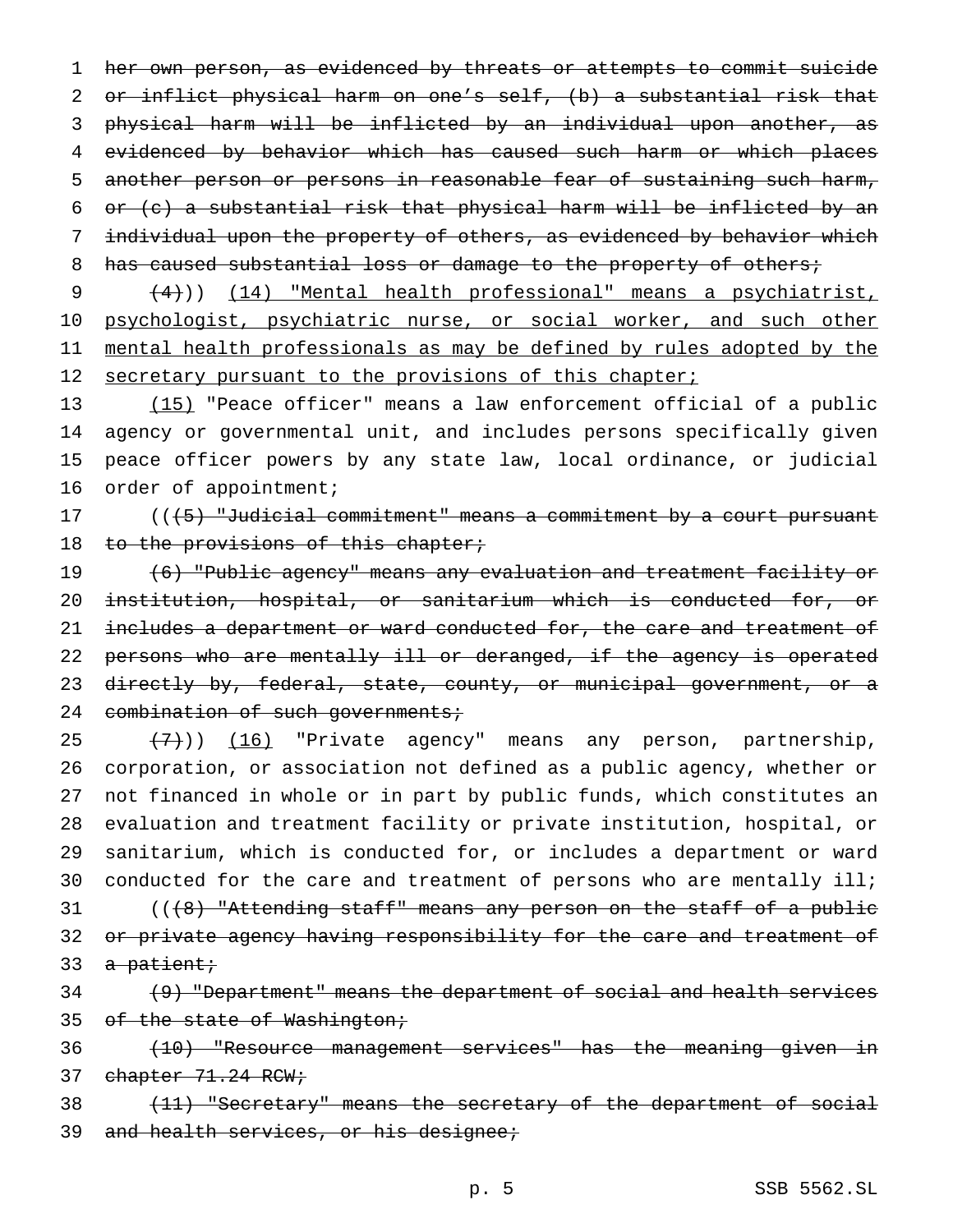~~her own person, as evidenced by threats or attempts to commit suicide or inflict physical harm on one's self, (b) a substantial risk that physical harm will be inflicted by an individual upon another, as evidenced by behavior which has caused such harm or which places another person or persons in reasonable fear of sustaining such harm, or (c) a substantial risk that physical harm will be inflicted by an individual upon the property of others, as evidenced by behavior which has caused substantial loss or damage to the property of others;~~

~~(4)~~)) <u>(14) "Mental health professional" means a psychiatrist, psychologist, psychiatric nurse, or social worker, and such other mental health professionals as may be defined by rules adopted by the secretary pursuant to the provisions of this chapter;</u>

<u>(15)</u> "Peace officer" means a law enforcement official of a public agency or governmental unit, and includes persons specifically given peace officer powers by any state law, local ordinance, or judicial order of appointment;

((~~(5) "Judicial commitment" means a commitment by a court pursuant to the provisions of this chapter;~~

~~(6) "Public agency" means any evaluation and treatment facility or institution, hospital, or sanitarium which is conducted for, or includes a department or ward conducted for, the care and treatment of persons who are mentally ill or deranged, if the agency is operated directly by, federal, state, county, or municipal government, or a combination of such governments;~~

~~(7)~~)) <u>(16)</u> "Private agency" means any person, partnership, corporation, or association not defined as a public agency, whether or not financed in whole or in part by public funds, which constitutes an evaluation and treatment facility or private institution, hospital, or sanitarium, which is conducted for, or includes a department or ward conducted for the care and treatment of persons who are mentally ill;

((~~(8) "Attending staff" means any person on the staff of a public or private agency having responsibility for the care and treatment of a patient;~~

~~(9) "Department" means the department of social and health services of the state of Washington;~~

~~(10) "Resource management services" has the meaning given in chapter 71.24 RCW;~~

~~(11) "Secretary" means the secretary of the department of social and health services, or his designee;~~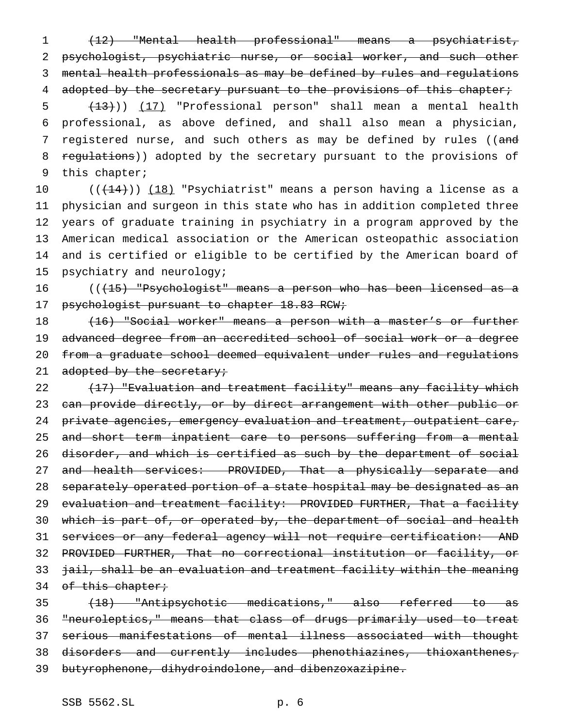~~(12) "Mental health professional" means a psychiatrist, psychologist, psychiatric nurse, or social worker, and such other mental health professionals as may be defined by rules and regulations adopted by the secretary pursuant to the provisions of this chapter;~~

~~(13)~~)) (17) "Professional person" shall mean a mental health professional, as above defined, and shall also mean a physician, registered nurse, and such others as may be defined by rules ((~~and regulations~~)) adopted by the secretary pursuant to the provisions of this chapter;

((~~(14)~~)) (18) "Psychiatrist" means a person having a license as a physician and surgeon in this state who has in addition completed three years of graduate training in psychiatry in a program approved by the American medical association or the American osteopathic association and is certified or eligible to be certified by the American board of psychiatry and neurology;

((~~(15) "Psychologist" means a person who has been licensed as a psychologist pursuant to chapter 18.83 RCW;~~

~~(16) "Social worker" means a person with a master's or further advanced degree from an accredited school of social work or a degree from a graduate school deemed equivalent under rules and regulations adopted by the secretary;~~

~~(17) "Evaluation and treatment facility" means any facility which can provide directly, or by direct arrangement with other public or private agencies, emergency evaluation and treatment, outpatient care, and short term inpatient care to persons suffering from a mental disorder, and which is certified as such by the department of social and health services: PROVIDED, That a physically separate and separately operated portion of a state hospital may be designated as an evaluation and treatment facility: PROVIDED FURTHER, That a facility which is part of, or operated by, the department of social and health services or any federal agency will not require certification: AND PROVIDED FURTHER, That no correctional institution or facility, or jail, shall be an evaluation and treatment facility within the meaning of this chapter;~~

~~(18) "Antipsychotic medications," also referred to as "neuroleptics," means that class of drugs primarily used to treat serious manifestations of mental illness associated with thought disorders and currently includes phenothiazines, thioxanthenes, butyrophenone, dihydroindolone, and dibenzoxazipine.~~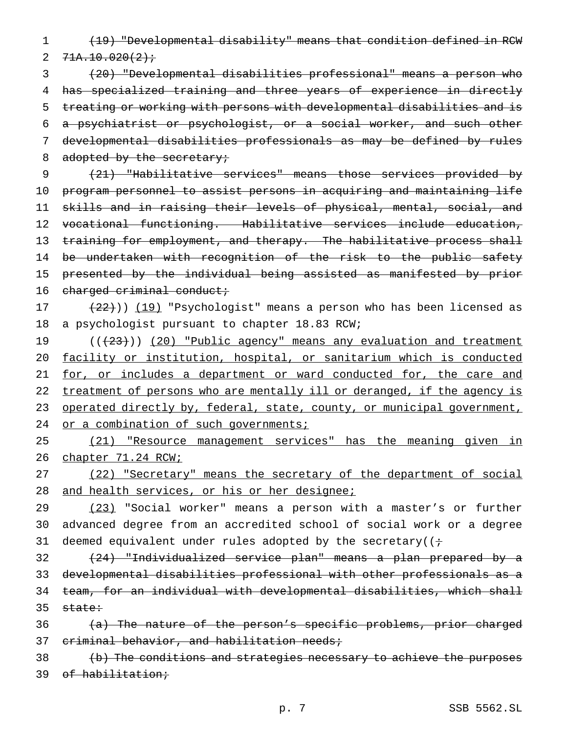(19) "Developmental disability" means that condition defined in RCW 71A.10.020(2);

(20) "Developmental disabilities professional" means a person who has specialized training and three years of experience in directly treating or working with persons with developmental disabilities and is a psychiatrist or psychologist, or a social worker, and such other developmental disabilities professionals as may be defined by rules adopted by the secretary;

(21) "Habilitative services" means those services provided by program personnel to assist persons in acquiring and maintaining life skills and in raising their levels of physical, mental, social, and vocational functioning. Habilitative services include education, training for employment, and therapy. The habilitative process shall be undertaken with recognition of the risk to the public safety presented by the individual being assisted as manifested by prior charged criminal conduct;

(22))) (19) "Psychologist" means a person who has been licensed as a psychologist pursuant to chapter 18.83 RCW;

(((23))) (20) "Public agency" means any evaluation and treatment facility or institution, hospital, or sanitarium which is conducted for, or includes a department or ward conducted for, the care and treatment of persons who are mentally ill or deranged, if the agency is operated directly by, federal, state, county, or municipal government, or a combination of such governments;

(21) "Resource management services" has the meaning given in chapter 71.24 RCW;

(22) "Secretary" means the secretary of the department of social and health services, or his or her designee;

(23) "Social worker" means a person with a master's or further advanced degree from an accredited school of social work or a degree deemed equivalent under rules adopted by the secretary((;

(24) "Individualized service plan" means a plan prepared by a developmental disabilities professional with other professionals as a team, for an individual with developmental disabilities, which shall state:

(a) The nature of the person's specific problems, prior charged criminal behavior, and habilitation needs;

(b) The conditions and strategies necessary to achieve the purposes of habilitation;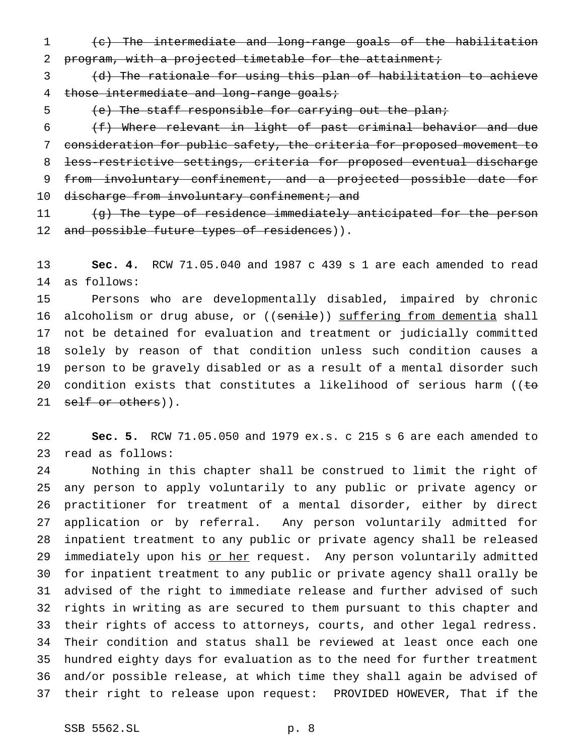~~(c) The intermediate and long-range goals of the habilitation program, with a projected timetable for the attainment;~~

~~(d) The rationale for using this plan of habilitation to achieve those intermediate and long-range goals;~~

~~(e) The staff responsible for carrying out the plan;~~

~~(f) Where relevant in light of past criminal behavior and due consideration for public safety, the criteria for proposed movement to less-restrictive settings, criteria for proposed eventual discharge from involuntary confinement, and a projected possible date for discharge from involuntary confinement; and~~

~~(g) The type of residence immediately anticipated for the person and possible future types of residences~~)).

**Sec. 4.** RCW 71.05.040 and 1987 c 439 s 1 are each amended to read as follows:

Persons who are developmentally disabled, impaired by chronic alcoholism or drug abuse, or ((~~senile~~)) <u>suffering from dementia</u> shall not be detained for evaluation and treatment or judicially committed solely by reason of that condition unless such condition causes a person to be gravely disabled or as a result of a mental disorder such condition exists that constitutes a likelihood of serious harm ((~~to self or others~~)).

**Sec. 5.** RCW 71.05.050 and 1979 ex.s. c 215 s 6 are each amended to read as follows:

Nothing in this chapter shall be construed to limit the right of any person to apply voluntarily to any public or private agency or practitioner for treatment of a mental disorder, either by direct application or by referral. Any person voluntarily admitted for inpatient treatment to any public or private agency shall be released immediately upon his <u>or her</u> request. Any person voluntarily admitted for inpatient treatment to any public or private agency shall orally be advised of the right to immediate release and further advised of such rights in writing as are secured to them pursuant to this chapter and their rights of access to attorneys, courts, and other legal redress. Their condition and status shall be reviewed at least once each one hundred eighty days for evaluation as to the need for further treatment and/or possible release, at which time they shall again be advised of their right to release upon request: PROVIDED HOWEVER, That if the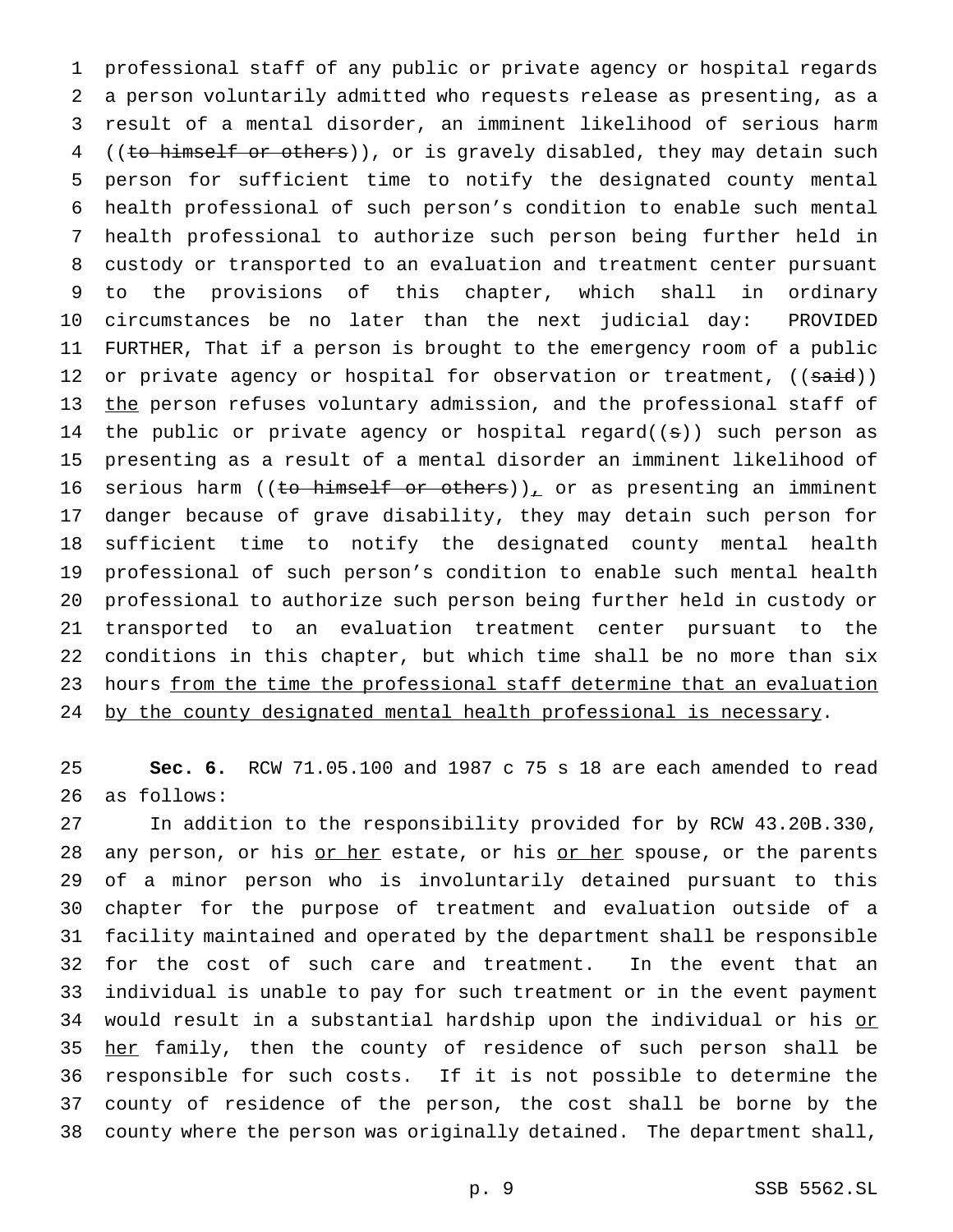professional staff of any public or private agency or hospital regards a person voluntarily admitted who requests release as presenting, as a result of a mental disorder, an imminent likelihood of serious harm ((~~to himself or others~~)), or is gravely disabled, they may detain such person for sufficient time to notify the designated county mental health professional of such person's condition to enable such mental health professional to authorize such person being further held in custody or transported to an evaluation and treatment center pursuant to the provisions of this chapter, which shall in ordinary circumstances be no later than the next judicial day: PROVIDED FURTHER, That if a person is brought to the emergency room of a public or private agency or hospital for observation or treatment, ((~~said~~)) <u>the</u> person refuses voluntary admission, and the professional staff of the public or private agency or hospital regard((~~s~~)) such person as presenting as a result of a mental disorder an imminent likelihood of serious harm ((~~to himself or others~~))<u>,</u> or as presenting an imminent danger because of grave disability, they may detain such person for sufficient time to notify the designated county mental health professional of such person's condition to enable such mental health professional to authorize such person being further held in custody or transported to an evaluation treatment center pursuant to the conditions in this chapter, but which time shall be no more than six hours <u>from the time the professional staff determine that an evaluation by the county designated mental health professional is necessary</u>.

**Sec. 6.** RCW 71.05.100 and 1987 c 75 s 18 are each amended to read as follows:

In addition to the responsibility provided for by RCW 43.20B.330, any person, or his <u>or her</u> estate, or his <u>or her</u> spouse, or the parents of a minor person who is involuntarily detained pursuant to this chapter for the purpose of treatment and evaluation outside of a facility maintained and operated by the department shall be responsible for the cost of such care and treatment. In the event that an individual is unable to pay for such treatment or in the event payment would result in a substantial hardship upon the individual or his <u>or her</u> family, then the county of residence of such person shall be responsible for such costs. If it is not possible to determine the county of residence of the person, the cost shall be borne by the county where the person was originally detained. The department shall,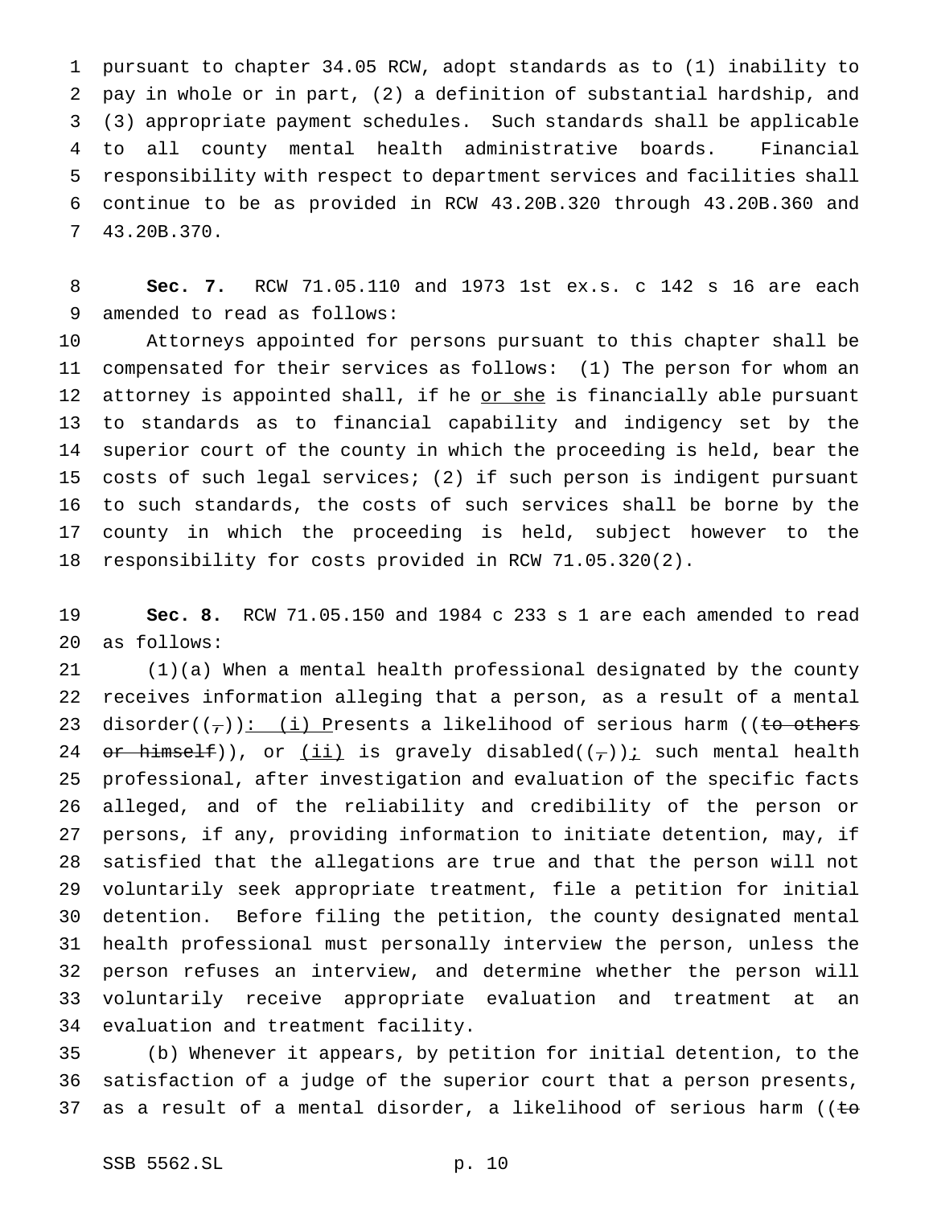pursuant to chapter 34.05 RCW, adopt standards as to (1) inability to pay in whole or in part, (2) a definition of substantial hardship, and (3) appropriate payment schedules. Such standards shall be applicable to all county mental health administrative boards. Financial responsibility with respect to department services and facilities shall continue to be as provided in RCW 43.20B.320 through 43.20B.360 and 43.20B.370.

**Sec. 7.** RCW 71.05.110 and 1973 1st ex.s. c 142 s 16 are each amended to read as follows:

Attorneys appointed for persons pursuant to this chapter shall be compensated for their services as follows: (1) The person for whom an attorney is appointed shall, if he or she is financially able pursuant to standards as to financial capability and indigency set by the superior court of the county in which the proceeding is held, bear the costs of such legal services; (2) if such person is indigent pursuant to such standards, the costs of such services shall be borne by the county in which the proceeding is held, subject however to the responsibility for costs provided in RCW 71.05.320(2).

**Sec. 8.** RCW 71.05.150 and 1984 c 233 s 1 are each amended to read as follows:

(1)(a) When a mental health professional designated by the county receives information alleging that a person, as a result of a mental disorder((,)): (i) Presents a likelihood of serious harm ((to others or himself)), or (ii) is gravely disabled((,)); such mental health professional, after investigation and evaluation of the specific facts alleged, and of the reliability and credibility of the person or persons, if any, providing information to initiate detention, may, if satisfied that the allegations are true and that the person will not voluntarily seek appropriate treatment, file a petition for initial detention. Before filing the petition, the county designated mental health professional must personally interview the person, unless the person refuses an interview, and determine whether the person will voluntarily receive appropriate evaluation and treatment at an evaluation and treatment facility.

(b) Whenever it appears, by petition for initial detention, to the satisfaction of a judge of the superior court that a person presents, as a result of a mental disorder, a likelihood of serious harm ((to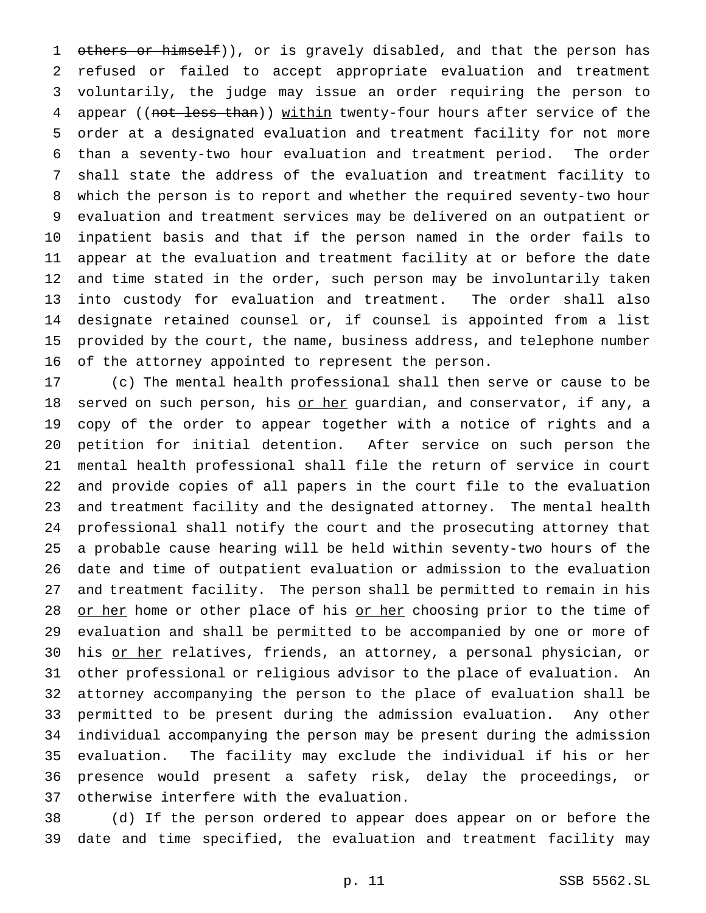others or himself)), or is gravely disabled, and that the person has refused or failed to accept appropriate evaluation and treatment voluntarily, the judge may issue an order requiring the person to appear ((not less than)) within twenty-four hours after service of the order at a designated evaluation and treatment facility for not more than a seventy-two hour evaluation and treatment period. The order shall state the address of the evaluation and treatment facility to which the person is to report and whether the required seventy-two hour evaluation and treatment services may be delivered on an outpatient or inpatient basis and that if the person named in the order fails to appear at the evaluation and treatment facility at or before the date and time stated in the order, such person may be involuntarily taken into custody for evaluation and treatment. The order shall also designate retained counsel or, if counsel is appointed from a list provided by the court, the name, business address, and telephone number of the attorney appointed to represent the person.

(c) The mental health professional shall then serve or cause to be served on such person, his or her guardian, and conservator, if any, a copy of the order to appear together with a notice of rights and a petition for initial detention. After service on such person the mental health professional shall file the return of service in court and provide copies of all papers in the court file to the evaluation and treatment facility and the designated attorney. The mental health professional shall notify the court and the prosecuting attorney that a probable cause hearing will be held within seventy-two hours of the date and time of outpatient evaluation or admission to the evaluation and treatment facility. The person shall be permitted to remain in his or her home or other place of his or her choosing prior to the time of evaluation and shall be permitted to be accompanied by one or more of his or her relatives, friends, an attorney, a personal physician, or other professional or religious advisor to the place of evaluation. An attorney accompanying the person to the place of evaluation shall be permitted to be present during the admission evaluation. Any other individual accompanying the person may be present during the admission evaluation. The facility may exclude the individual if his or her presence would present a safety risk, delay the proceedings, or otherwise interfere with the evaluation.

(d) If the person ordered to appear does appear on or before the date and time specified, the evaluation and treatment facility may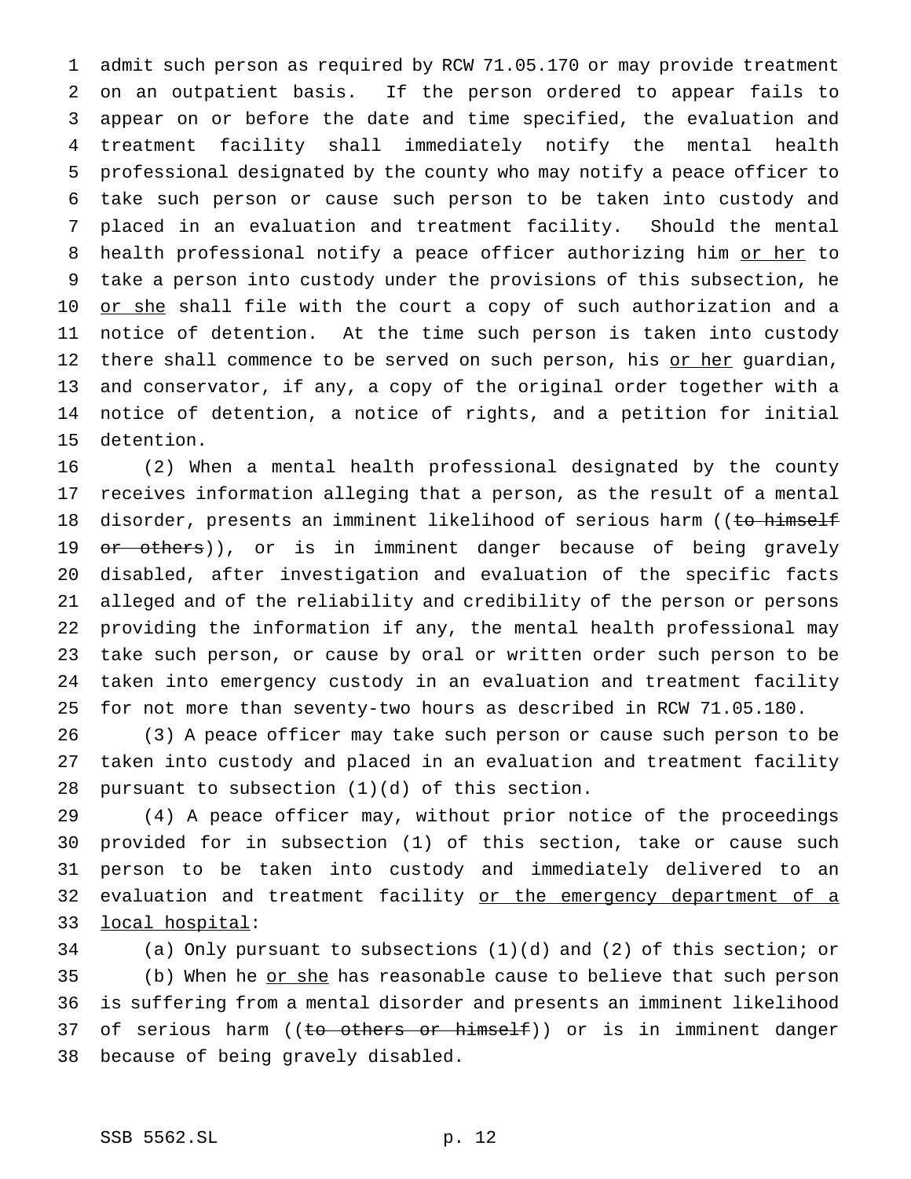admit such person as required by RCW 71.05.170 or may provide treatment on an outpatient basis. If the person ordered to appear fails to appear on or before the date and time specified, the evaluation and treatment facility shall immediately notify the mental health professional designated by the county who may notify a peace officer to take such person or cause such person to be taken into custody and placed in an evaluation and treatment facility. Should the mental health professional notify a peace officer authorizing him <u>or her</u> to take a person into custody under the provisions of this subsection, he <u>or she</u> shall file with the court a copy of such authorization and a notice of detention. At the time such person is taken into custody there shall commence to be served on such person, his <u>or her</u> guardian, and conservator, if any, a copy of the original order together with a notice of detention, a notice of rights, and a petition for initial detention.

(2) When a mental health professional designated by the county receives information alleging that a person, as the result of a mental disorder, presents an imminent likelihood of serious harm ((~~to himself or others~~)), or is in imminent danger because of being gravely disabled, after investigation and evaluation of the specific facts alleged and of the reliability and credibility of the person or persons providing the information if any, the mental health professional may take such person, or cause by oral or written order such person to be taken into emergency custody in an evaluation and treatment facility for not more than seventy-two hours as described in RCW 71.05.180.

(3) A peace officer may take such person or cause such person to be taken into custody and placed in an evaluation and treatment facility pursuant to subsection (1)(d) of this section.

(4) A peace officer may, without prior notice of the proceedings provided for in subsection (1) of this section, take or cause such person to be taken into custody and immediately delivered to an evaluation and treatment facility <u>or the emergency department of a local hospital</u>:

(a) Only pursuant to subsections (1)(d) and (2) of this section; or

(b) When he <u>or she</u> has reasonable cause to believe that such person is suffering from a mental disorder and presents an imminent likelihood of serious harm ((~~to others or himself~~)) or is in imminent danger because of being gravely disabled.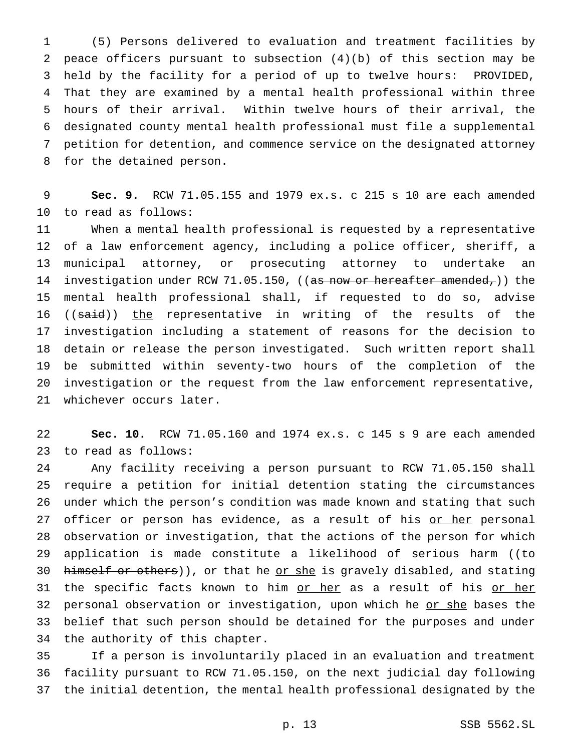(5) Persons delivered to evaluation and treatment facilities by peace officers pursuant to subsection (4)(b) of this section may be held by the facility for a period of up to twelve hours: PROVIDED, That they are examined by a mental health professional within three hours of their arrival. Within twelve hours of their arrival, the designated county mental health professional must file a supplemental petition for detention, and commence service on the designated attorney for the detained person.

**Sec. 9.** RCW 71.05.155 and 1979 ex.s. c 215 s 10 are each amended to read as follows:

When a mental health professional is requested by a representative of a law enforcement agency, including a police officer, sheriff, a municipal attorney, or prosecuting attorney to undertake an investigation under RCW 71.05.150, ((~~as now or hereafter amended,~~)) the mental health professional shall, if requested to do so, advise ((~~said~~)) <u>the</u> representative in writing of the results of the investigation including a statement of reasons for the decision to detain or release the person investigated. Such written report shall be submitted within seventy-two hours of the completion of the investigation or the request from the law enforcement representative, whichever occurs later.

**Sec. 10.** RCW 71.05.160 and 1974 ex.s. c 145 s 9 are each amended to read as follows:

Any facility receiving a person pursuant to RCW 71.05.150 shall require a petition for initial detention stating the circumstances under which the person's condition was made known and stating that such officer or person has evidence, as a result of his <u>or her</u> personal observation or investigation, that the actions of the person for which application is made constitute a likelihood of serious harm ((~~to himself or others~~)), or that he <u>or she</u> is gravely disabled, and stating the specific facts known to him <u>or her</u> as a result of his <u>or her</u> personal observation or investigation, upon which he <u>or she</u> bases the belief that such person should be detained for the purposes and under the authority of this chapter.

If a person is involuntarily placed in an evaluation and treatment facility pursuant to RCW 71.05.150, on the next judicial day following the initial detention, the mental health professional designated by the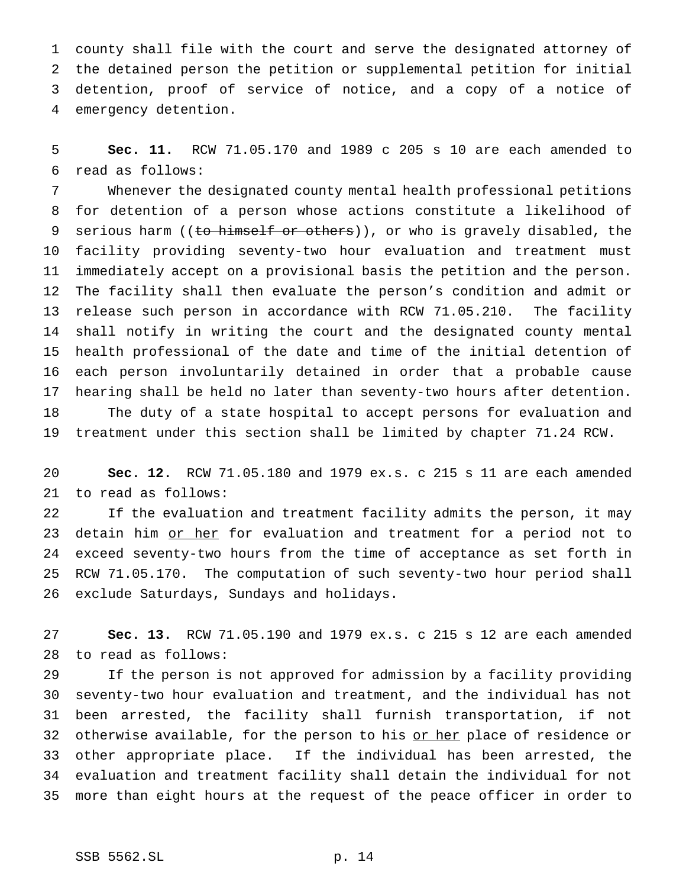county shall file with the court and serve the designated attorney of the detained person the petition or supplemental petition for initial detention, proof of service of notice, and a copy of a notice of emergency detention.

**Sec. 11.** RCW 71.05.170 and 1989 c 205 s 10 are each amended to read as follows:

Whenever the designated county mental health professional petitions for detention of a person whose actions constitute a likelihood of serious harm ((~~to himself or others~~)), or who is gravely disabled, the facility providing seventy-two hour evaluation and treatment must immediately accept on a provisional basis the petition and the person. The facility shall then evaluate the person's condition and admit or release such person in accordance with RCW 71.05.210. The facility shall notify in writing the court and the designated county mental health professional of the date and time of the initial detention of each person involuntarily detained in order that a probable cause hearing shall be held no later than seventy-two hours after detention.

The duty of a state hospital to accept persons for evaluation and treatment under this section shall be limited by chapter 71.24 RCW.

**Sec. 12.** RCW 71.05.180 and 1979 ex.s. c 215 s 11 are each amended to read as follows:

If the evaluation and treatment facility admits the person, it may detain him <u>or her</u> for evaluation and treatment for a period not to exceed seventy-two hours from the time of acceptance as set forth in RCW 71.05.170. The computation of such seventy-two hour period shall exclude Saturdays, Sundays and holidays.

**Sec. 13.** RCW 71.05.190 and 1979 ex.s. c 215 s 12 are each amended to read as follows:

If the person is not approved for admission by a facility providing seventy-two hour evaluation and treatment, and the individual has not been arrested, the facility shall furnish transportation, if not otherwise available, for the person to his <u>or her</u> place of residence or other appropriate place. If the individual has been arrested, the evaluation and treatment facility shall detain the individual for not more than eight hours at the request of the peace officer in order to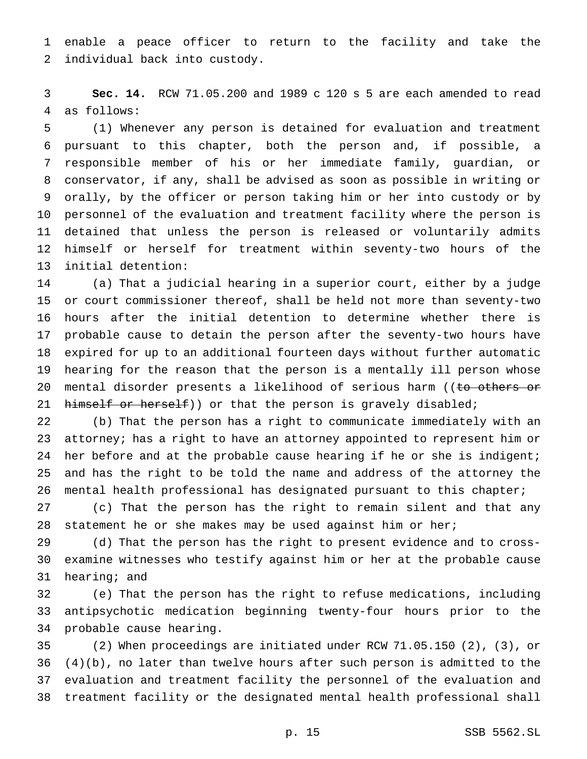enable a peace officer to return to the facility and take the individual back into custody.

**Sec. 14.** RCW 71.05.200 and 1989 c 120 s 5 are each amended to read as follows:

(1) Whenever any person is detained for evaluation and treatment pursuant to this chapter, both the person and, if possible, a responsible member of his or her immediate family, guardian, or conservator, if any, shall be advised as soon as possible in writing or orally, by the officer or person taking him or her into custody or by personnel of the evaluation and treatment facility where the person is detained that unless the person is released or voluntarily admits himself or herself for treatment within seventy-two hours of the initial detention:

(a) That a judicial hearing in a superior court, either by a judge or court commissioner thereof, shall be held not more than seventy-two hours after the initial detention to determine whether there is probable cause to detain the person after the seventy-two hours have expired for up to an additional fourteen days without further automatic hearing for the reason that the person is a mentally ill person whose mental disorder presents a likelihood of serious harm ((~~to others or himself or herself~~)) or that the person is gravely disabled;

(b) That the person has a right to communicate immediately with an attorney; has a right to have an attorney appointed to represent him or her before and at the probable cause hearing if he or she is indigent; and has the right to be told the name and address of the attorney the mental health professional has designated pursuant to this chapter;

(c) That the person has the right to remain silent and that any statement he or she makes may be used against him or her;

(d) That the person has the right to present evidence and to cross-examine witnesses who testify against him or her at the probable cause hearing; and

(e) That the person has the right to refuse medications, including antipsychotic medication beginning twenty-four hours prior to the probable cause hearing.

(2) When proceedings are initiated under RCW 71.05.150 (2), (3), or (4)(b), no later than twelve hours after such person is admitted to the evaluation and treatment facility the personnel of the evaluation and treatment facility or the designated mental health professional shall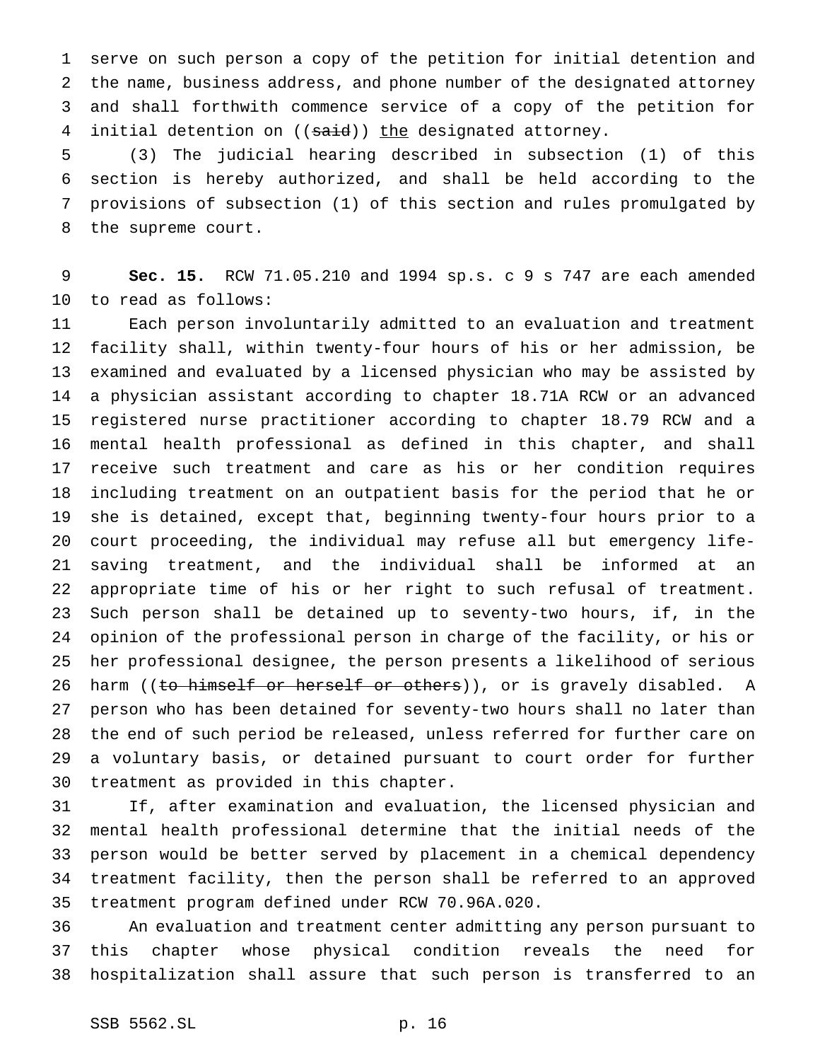serve on such person a copy of the petition for initial detention and the name, business address, and phone number of the designated attorney and shall forthwith commence service of a copy of the petition for initial detention on ((~~said~~)) <u>the</u> designated attorney.

(3) The judicial hearing described in subsection (1) of this section is hereby authorized, and shall be held according to the provisions of subsection (1) of this section and rules promulgated by the supreme court.

**Sec. 15.** RCW 71.05.210 and 1994 sp.s. c 9 s 747 are each amended to read as follows:

Each person involuntarily admitted to an evaluation and treatment facility shall, within twenty-four hours of his or her admission, be examined and evaluated by a licensed physician who may be assisted by a physician assistant according to chapter 18.71A RCW or an advanced registered nurse practitioner according to chapter 18.79 RCW and a mental health professional as defined in this chapter, and shall receive such treatment and care as his or her condition requires including treatment on an outpatient basis for the period that he or she is detained, except that, beginning twenty-four hours prior to a court proceeding, the individual may refuse all but emergency life-saving treatment, and the individual shall be informed at an appropriate time of his or her right to such refusal of treatment. Such person shall be detained up to seventy-two hours, if, in the opinion of the professional person in charge of the facility, or his or her professional designee, the person presents a likelihood of serious harm ((~~to himself or herself or others~~)), or is gravely disabled. A person who has been detained for seventy-two hours shall no later than the end of such period be released, unless referred for further care on a voluntary basis, or detained pursuant to court order for further treatment as provided in this chapter.

If, after examination and evaluation, the licensed physician and mental health professional determine that the initial needs of the person would be better served by placement in a chemical dependency treatment facility, then the person shall be referred to an approved treatment program defined under RCW 70.96A.020.

An evaluation and treatment center admitting any person pursuant to this chapter whose physical condition reveals the need for hospitalization shall assure that such person is transferred to an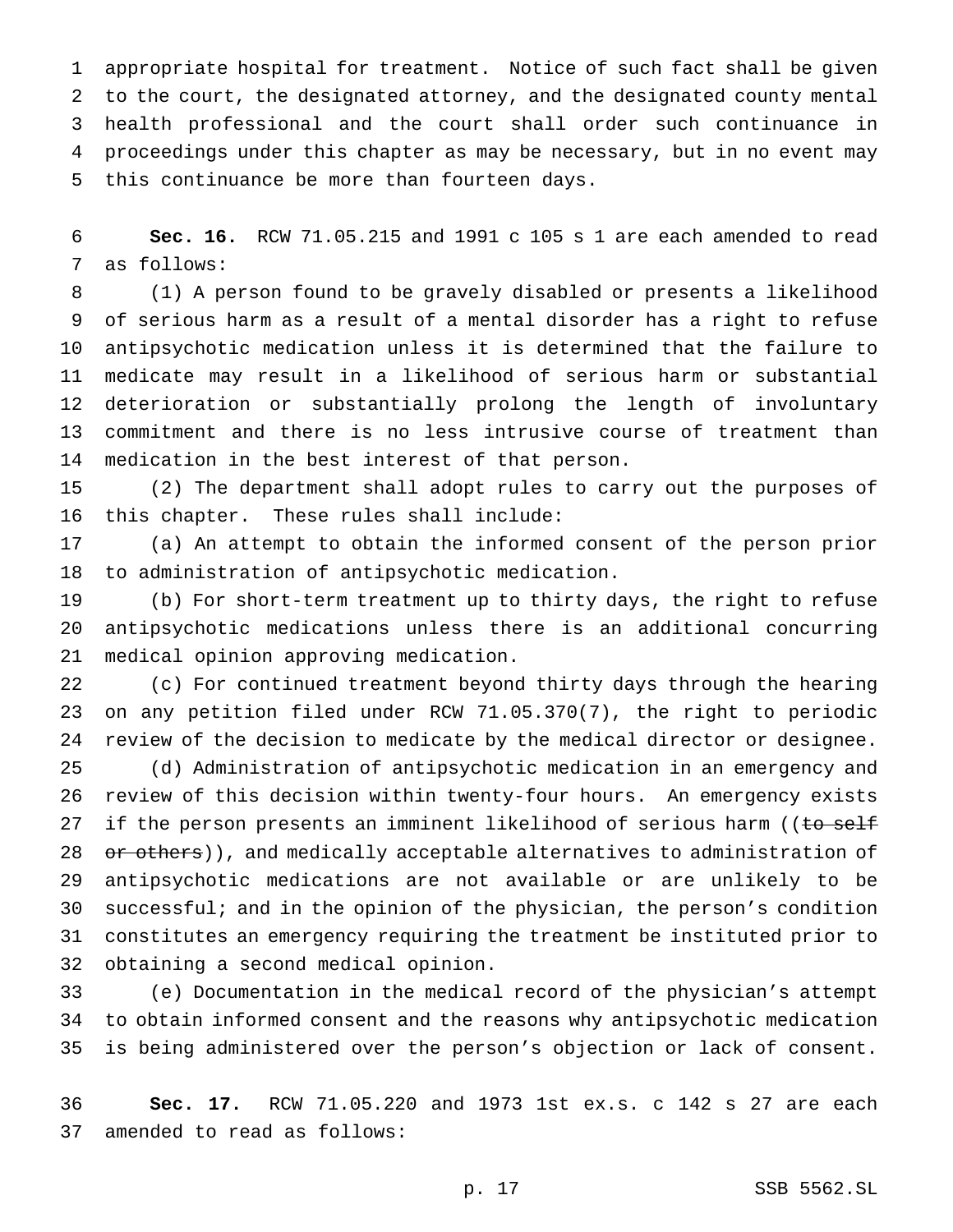appropriate hospital for treatment. Notice of such fact shall be given to the court, the designated attorney, and the designated county mental health professional and the court shall order such continuance in proceedings under this chapter as may be necessary, but in no event may this continuance be more than fourteen days.

**Sec. 16.** RCW 71.05.215 and 1991 c 105 s 1 are each amended to read as follows:

(1) A person found to be gravely disabled or presents a likelihood of serious harm as a result of a mental disorder has a right to refuse antipsychotic medication unless it is determined that the failure to medicate may result in a likelihood of serious harm or substantial deterioration or substantially prolong the length of involuntary commitment and there is no less intrusive course of treatment than medication in the best interest of that person.

(2) The department shall adopt rules to carry out the purposes of this chapter. These rules shall include:

(a) An attempt to obtain the informed consent of the person prior to administration of antipsychotic medication.

(b) For short-term treatment up to thirty days, the right to refuse antipsychotic medications unless there is an additional concurring medical opinion approving medication.

(c) For continued treatment beyond thirty days through the hearing on any petition filed under RCW 71.05.370(7), the right to periodic review of the decision to medicate by the medical director or designee.

(d) Administration of antipsychotic medication in an emergency and review of this decision within twenty-four hours. An emergency exists if the person presents an imminent likelihood of serious harm ((~~to self or others~~)), and medically acceptable alternatives to administration of antipsychotic medications are not available or are unlikely to be successful; and in the opinion of the physician, the person's condition constitutes an emergency requiring the treatment be instituted prior to obtaining a second medical opinion.

(e) Documentation in the medical record of the physician's attempt to obtain informed consent and the reasons why antipsychotic medication is being administered over the person's objection or lack of consent.

**Sec. 17.** RCW 71.05.220 and 1973 1st ex.s. c 142 s 27 are each amended to read as follows: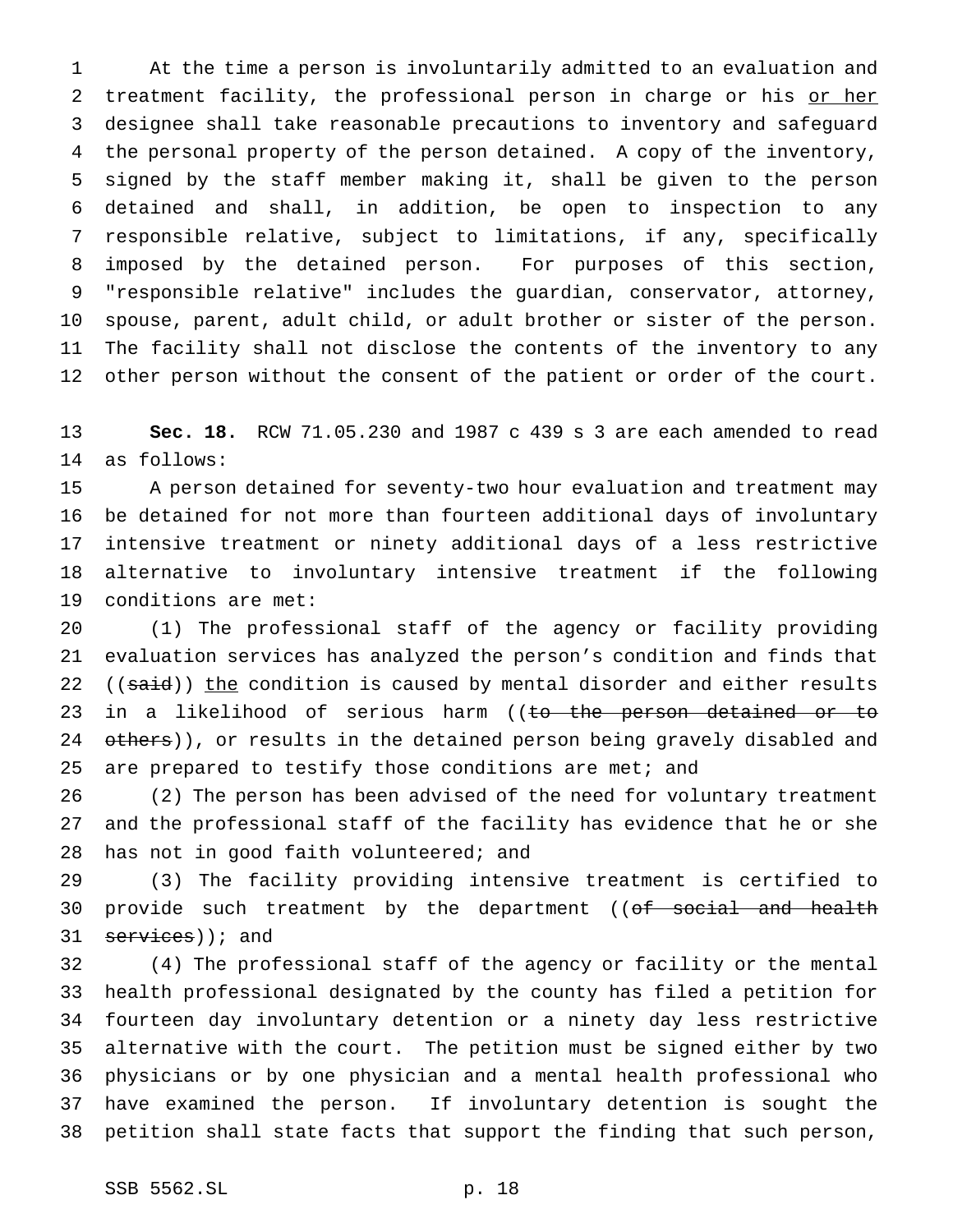At the time a person is involuntarily admitted to an evaluation and treatment facility, the professional person in charge or his or her designee shall take reasonable precautions to inventory and safeguard the personal property of the person detained. A copy of the inventory, signed by the staff member making it, shall be given to the person detained and shall, in addition, be open to inspection to any responsible relative, subject to limitations, if any, specifically imposed by the detained person. For purposes of this section, "responsible relative" includes the guardian, conservator, attorney, spouse, parent, adult child, or adult brother or sister of the person. The facility shall not disclose the contents of the inventory to any other person without the consent of the patient or order of the court.

**Sec. 18.** RCW 71.05.230 and 1987 c 439 s 3 are each amended to read as follows:

A person detained for seventy-two hour evaluation and treatment may be detained for not more than fourteen additional days of involuntary intensive treatment or ninety additional days of a less restrictive alternative to involuntary intensive treatment if the following conditions are met:

(1) The professional staff of the agency or facility providing evaluation services has analyzed the person's condition and finds that ((~~said~~)) the condition is caused by mental disorder and either results in a likelihood of serious harm ((~~to the person detained or to others~~)), or results in the detained person being gravely disabled and are prepared to testify those conditions are met; and

(2) The person has been advised of the need for voluntary treatment and the professional staff of the facility has evidence that he or she has not in good faith volunteered; and

(3) The facility providing intensive treatment is certified to provide such treatment by the department ((~~of social and health services~~)); and

(4) The professional staff of the agency or facility or the mental health professional designated by the county has filed a petition for fourteen day involuntary detention or a ninety day less restrictive alternative with the court. The petition must be signed either by two physicians or by one physician and a mental health professional who have examined the person. If involuntary detention is sought the petition shall state facts that support the finding that such person,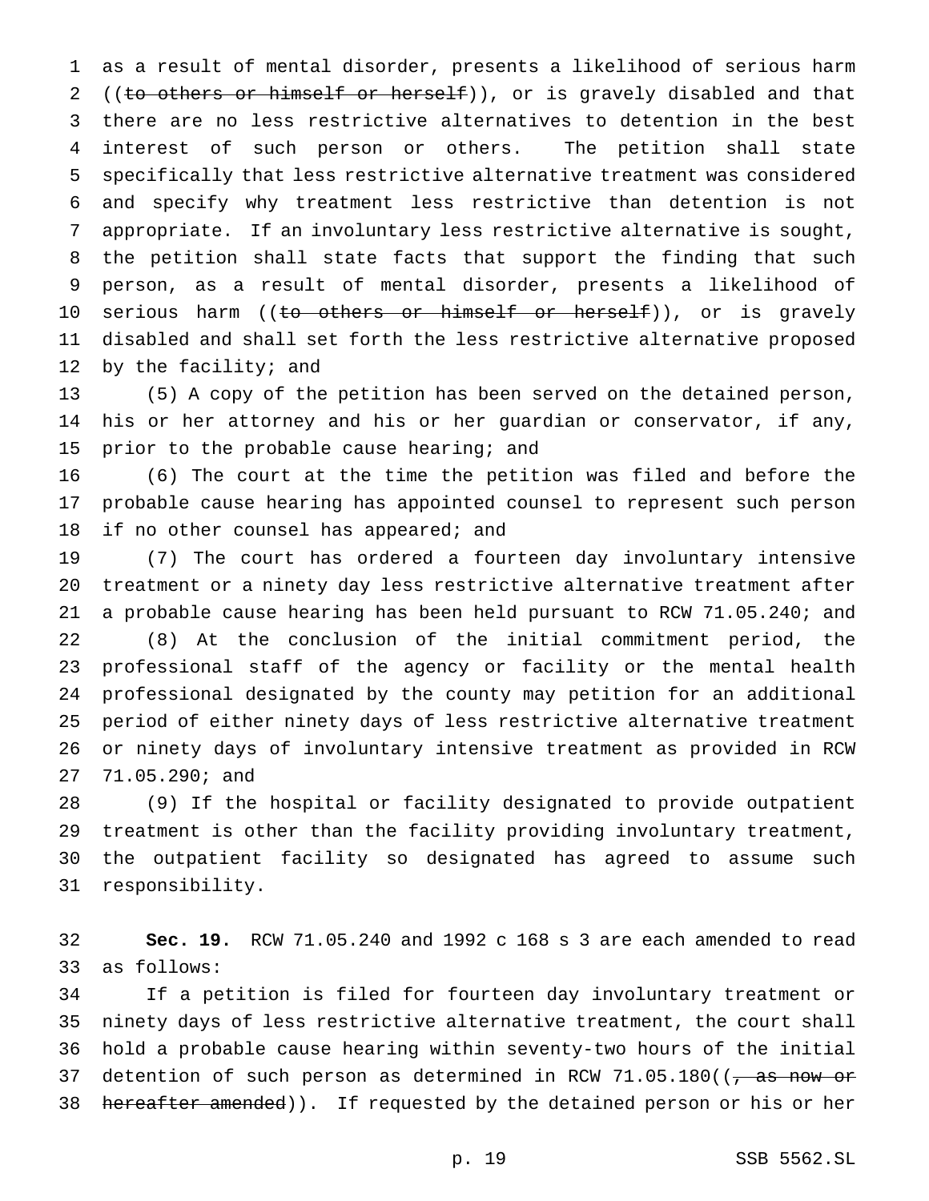as a result of mental disorder, presents a likelihood of serious harm ((~~to others or himself or herself~~)), or is gravely disabled and that there are no less restrictive alternatives to detention in the best interest of such person or others. The petition shall state specifically that less restrictive alternative treatment was considered and specify why treatment less restrictive than detention is not appropriate. If an involuntary less restrictive alternative is sought, the petition shall state facts that support the finding that such person, as a result of mental disorder, presents a likelihood of serious harm ((~~to others or himself or herself~~)), or is gravely disabled and shall set forth the less restrictive alternative proposed by the facility; and

(5) A copy of the petition has been served on the detained person, his or her attorney and his or her guardian or conservator, if any, prior to the probable cause hearing; and

(6) The court at the time the petition was filed and before the probable cause hearing has appointed counsel to represent such person if no other counsel has appeared; and

(7) The court has ordered a fourteen day involuntary intensive treatment or a ninety day less restrictive alternative treatment after a probable cause hearing has been held pursuant to RCW 71.05.240; and

(8) At the conclusion of the initial commitment period, the professional staff of the agency or facility or the mental health professional designated by the county may petition for an additional period of either ninety days of less restrictive alternative treatment or ninety days of involuntary intensive treatment as provided in RCW 71.05.290; and

(9) If the hospital or facility designated to provide outpatient treatment is other than the facility providing involuntary treatment, the outpatient facility so designated has agreed to assume such responsibility.

**Sec. 19.** RCW 71.05.240 and 1992 c 168 s 3 are each amended to read as follows:

If a petition is filed for fourteen day involuntary treatment or ninety days of less restrictive alternative treatment, the court shall hold a probable cause hearing within seventy-two hours of the initial detention of such person as determined in RCW 71.05.180((~~, as now or hereafter amended~~)). If requested by the detained person or his or her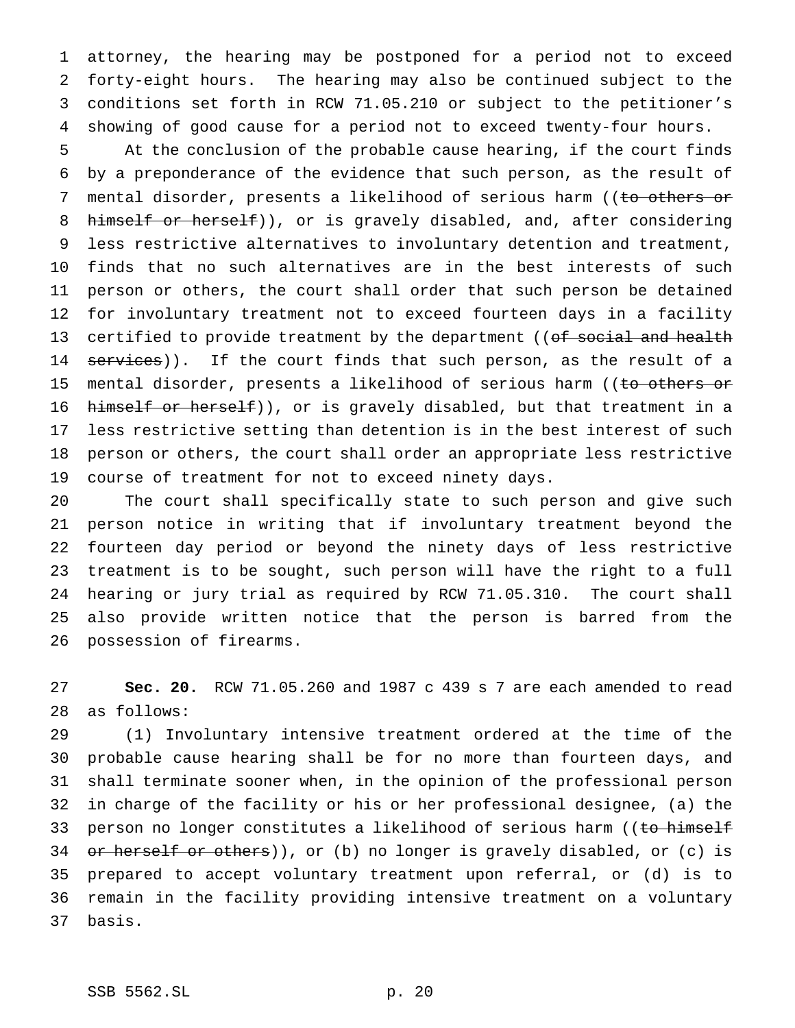attorney, the hearing may be postponed for a period not to exceed forty-eight hours. The hearing may also be continued subject to the conditions set forth in RCW 71.05.210 or subject to the petitioner's showing of good cause for a period not to exceed twenty-four hours.

At the conclusion of the probable cause hearing, if the court finds by a preponderance of the evidence that such person, as the result of mental disorder, presents a likelihood of serious harm ((~~to others or himself or herself~~)), or is gravely disabled, and, after considering less restrictive alternatives to involuntary detention and treatment, finds that no such alternatives are in the best interests of such person or others, the court shall order that such person be detained for involuntary treatment not to exceed fourteen days in a facility certified to provide treatment by the department ((~~of social and health services~~)). If the court finds that such person, as the result of a mental disorder, presents a likelihood of serious harm ((~~to others or himself or herself~~)), or is gravely disabled, but that treatment in a less restrictive setting than detention is in the best interest of such person or others, the court shall order an appropriate less restrictive course of treatment for not to exceed ninety days.

The court shall specifically state to such person and give such person notice in writing that if involuntary treatment beyond the fourteen day period or beyond the ninety days of less restrictive treatment is to be sought, such person will have the right to a full hearing or jury trial as required by RCW 71.05.310. The court shall also provide written notice that the person is barred from the possession of firearms.

**Sec. 20.** RCW 71.05.260 and 1987 c 439 s 7 are each amended to read as follows:

(1) Involuntary intensive treatment ordered at the time of the probable cause hearing shall be for no more than fourteen days, and shall terminate sooner when, in the opinion of the professional person in charge of the facility or his or her professional designee, (a) the person no longer constitutes a likelihood of serious harm ((~~to himself or herself or others~~)), or (b) no longer is gravely disabled, or (c) is prepared to accept voluntary treatment upon referral, or (d) is to remain in the facility providing intensive treatment on a voluntary basis.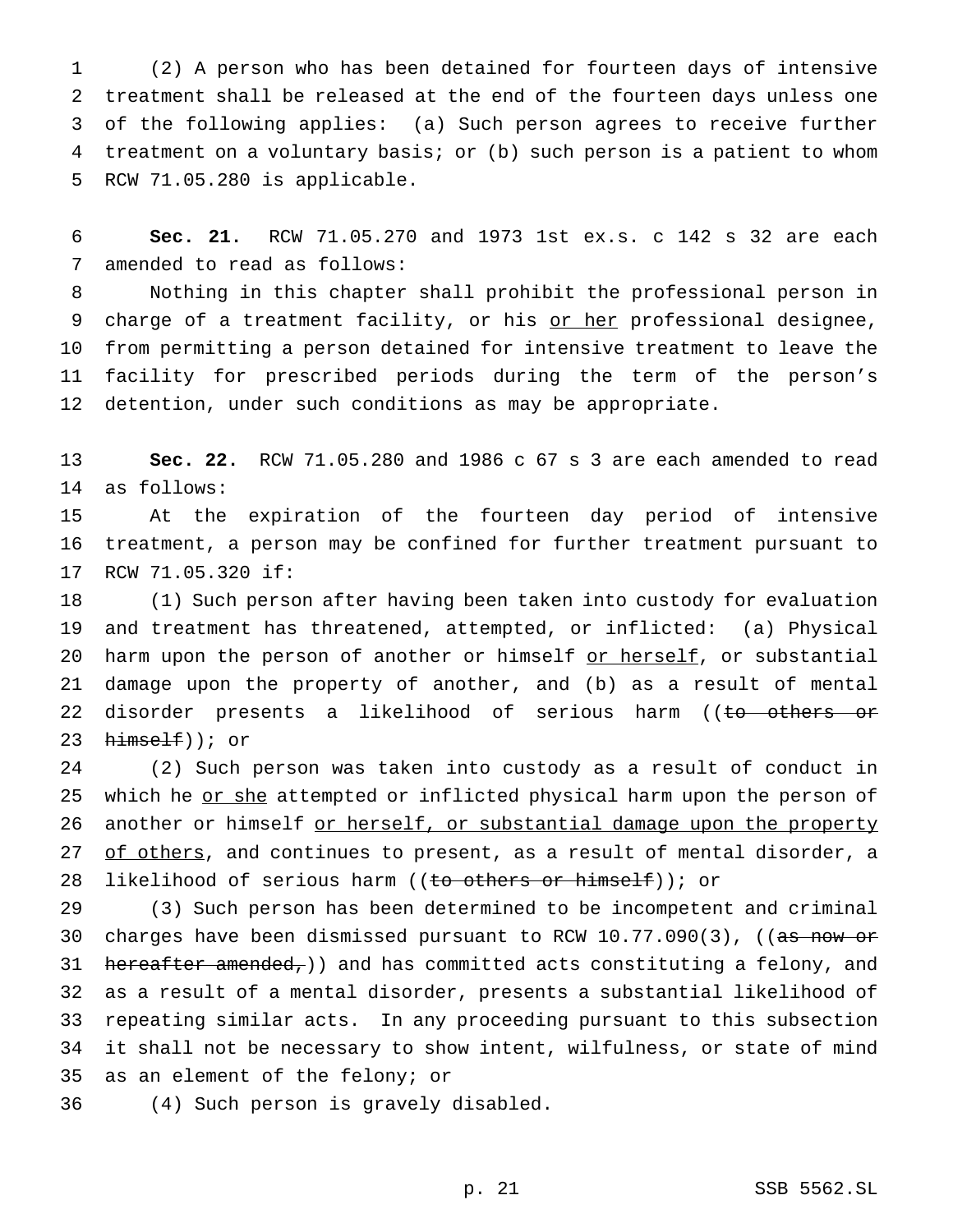(2) A person who has been detained for fourteen days of intensive treatment shall be released at the end of the fourteen days unless one of the following applies: (a) Such person agrees to receive further treatment on a voluntary basis; or (b) such person is a patient to whom RCW 71.05.280 is applicable.

**Sec. 21.** RCW 71.05.270 and 1973 1st ex.s. c 142 s 32 are each amended to read as follows:

Nothing in this chapter shall prohibit the professional person in charge of a treatment facility, or his <u>or her</u> professional designee, from permitting a person detained for intensive treatment to leave the facility for prescribed periods during the term of the person's detention, under such conditions as may be appropriate.

**Sec. 22.** RCW 71.05.280 and 1986 c 67 s 3 are each amended to read as follows:

At the expiration of the fourteen day period of intensive treatment, a person may be confined for further treatment pursuant to RCW 71.05.320 if:

(1) Such person after having been taken into custody for evaluation and treatment has threatened, attempted, or inflicted: (a) Physical harm upon the person of another or himself <u>or herself</u>, or substantial damage upon the property of another, and (b) as a result of mental disorder presents a likelihood of serious harm ((~~to others or himself~~)); or

(2) Such person was taken into custody as a result of conduct in which he <u>or she</u> attempted or inflicted physical harm upon the person of another or himself <u>or herself, or substantial damage upon the property of others</u>, and continues to present, as a result of mental disorder, a likelihood of serious harm ((~~to others or himself~~)); or

(3) Such person has been determined to be incompetent and criminal charges have been dismissed pursuant to RCW 10.77.090(3), ((~~as now or hereafter amended,~~)) and has committed acts constituting a felony, and as a result of a mental disorder, presents a substantial likelihood of repeating similar acts. In any proceeding pursuant to this subsection it shall not be necessary to show intent, wilfulness, or state of mind as an element of the felony; or

(4) Such person is gravely disabled.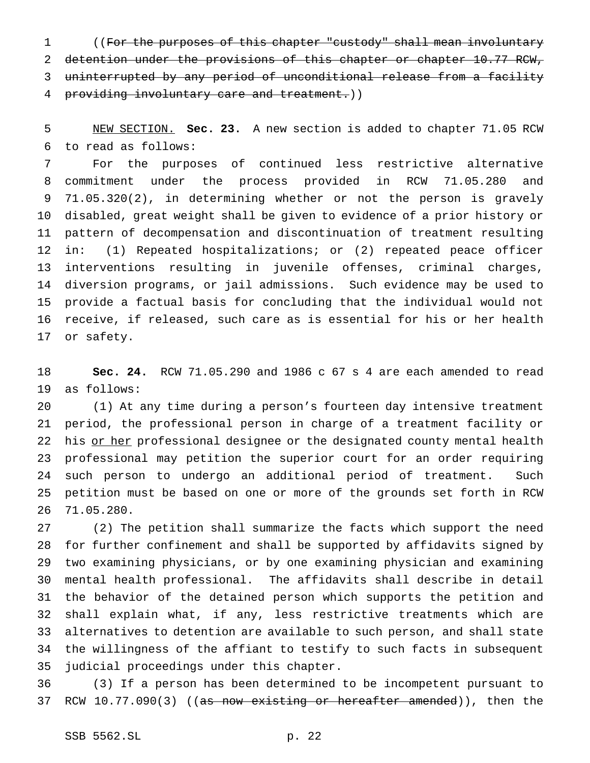((~~For the purposes of this chapter "custody" shall mean involuntary detention under the provisions of this chapter or chapter 10.77 RCW, uninterrupted by any period of unconditional release from a facility providing involuntary care and treatment.~~))

<u>NEW SECTION.</u> **Sec. 23.** A new section is added to chapter 71.05 RCW to read as follows:

For the purposes of continued less restrictive alternative commitment under the process provided in RCW 71.05.280 and 71.05.320(2), in determining whether or not the person is gravely disabled, great weight shall be given to evidence of a prior history or pattern of decompensation and discontinuation of treatment resulting in: (1) Repeated hospitalizations; or (2) repeated peace officer interventions resulting in juvenile offenses, criminal charges, diversion programs, or jail admissions. Such evidence may be used to provide a factual basis for concluding that the individual would not receive, if released, such care as is essential for his or her health or safety.

**Sec. 24.** RCW 71.05.290 and 1986 c 67 s 4 are each amended to read as follows:

(1) At any time during a person's fourteen day intensive treatment period, the professional person in charge of a treatment facility or his <u>or her</u> professional designee or the designated county mental health professional may petition the superior court for an order requiring such person to undergo an additional period of treatment. Such petition must be based on one or more of the grounds set forth in RCW 71.05.280.

(2) The petition shall summarize the facts which support the need for further confinement and shall be supported by affidavits signed by two examining physicians, or by one examining physician and examining mental health professional. The affidavits shall describe in detail the behavior of the detained person which supports the petition and shall explain what, if any, less restrictive treatments which are alternatives to detention are available to such person, and shall state the willingness of the affiant to testify to such facts in subsequent judicial proceedings under this chapter.

(3) If a person has been determined to be incompetent pursuant to RCW 10.77.090(3) ((~~as now existing or hereafter amended~~)), then the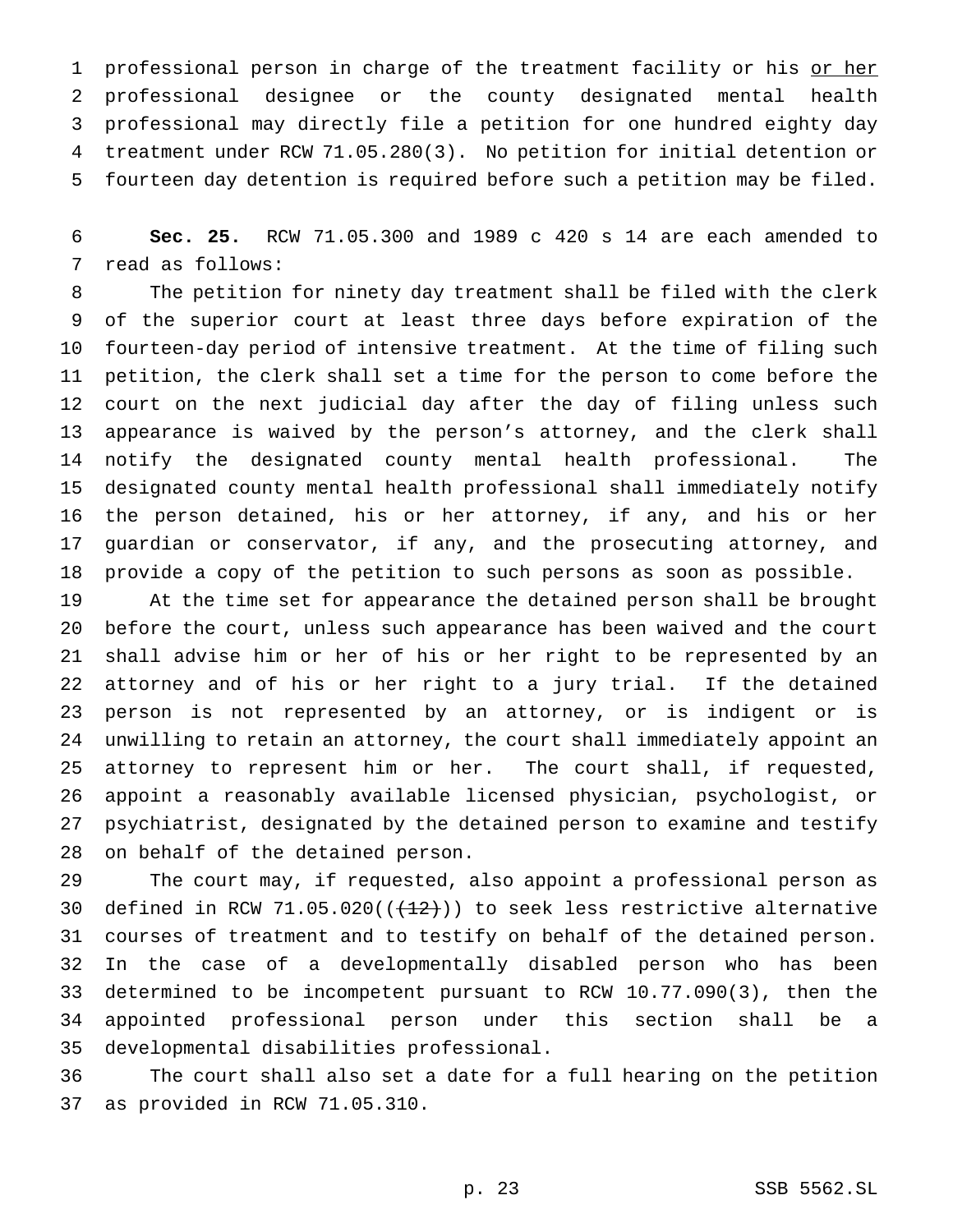professional person in charge of the treatment facility or his or her professional designee or the county designated mental health professional may directly file a petition for one hundred eighty day treatment under RCW 71.05.280(3). No petition for initial detention or fourteen day detention is required before such a petition may be filed.

**Sec. 25.** RCW 71.05.300 and 1989 c 420 s 14 are each amended to read as follows:

The petition for ninety day treatment shall be filed with the clerk of the superior court at least three days before expiration of the fourteen-day period of intensive treatment. At the time of filing such petition, the clerk shall set a time for the person to come before the court on the next judicial day after the day of filing unless such appearance is waived by the person's attorney, and the clerk shall notify the designated county mental health professional. The designated county mental health professional shall immediately notify the person detained, his or her attorney, if any, and his or her guardian or conservator, if any, and the prosecuting attorney, and provide a copy of the petition to such persons as soon as possible.

At the time set for appearance the detained person shall be brought before the court, unless such appearance has been waived and the court shall advise him or her of his or her right to be represented by an attorney and of his or her right to a jury trial. If the detained person is not represented by an attorney, or is indigent or is unwilling to retain an attorney, the court shall immediately appoint an attorney to represent him or her. The court shall, if requested, appoint a reasonably available licensed physician, psychologist, or psychiatrist, designated by the detained person to examine and testify on behalf of the detained person.

The court may, if requested, also appoint a professional person as defined in RCW 71.05.020((~~(12)~~)) to seek less restrictive alternative courses of treatment and to testify on behalf of the detained person. In the case of a developmentally disabled person who has been determined to be incompetent pursuant to RCW 10.77.090(3), then the appointed professional person under this section shall be a developmental disabilities professional.

The court shall also set a date for a full hearing on the petition as provided in RCW 71.05.310.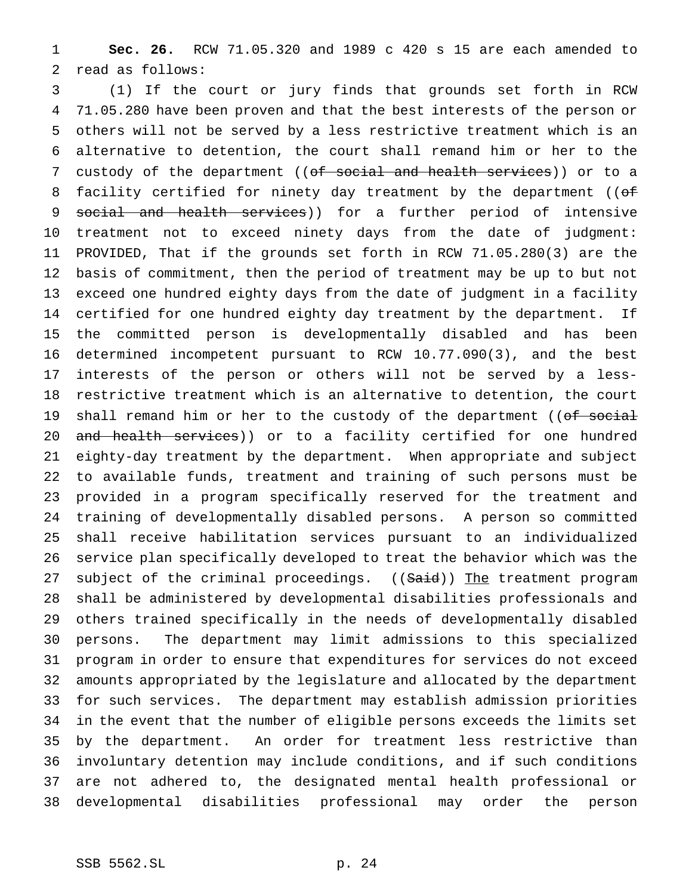**Sec. 26.** RCW 71.05.320 and 1989 c 420 s 15 are each amended to read as follows:

(1) If the court or jury finds that grounds set forth in RCW 71.05.280 have been proven and that the best interests of the person or others will not be served by a less restrictive treatment which is an alternative to detention, the court shall remand him or her to the custody of the department ((~~of social and health services~~)) or to a facility certified for ninety day treatment by the department ((~~of social and health services~~)) for a further period of intensive treatment not to exceed ninety days from the date of judgment: PROVIDED, That if the grounds set forth in RCW 71.05.280(3) are the basis of commitment, then the period of treatment may be up to but not exceed one hundred eighty days from the date of judgment in a facility certified for one hundred eighty day treatment by the department. If the committed person is developmentally disabled and has been determined incompetent pursuant to RCW 10.77.090(3), and the best interests of the person or others will not be served by a less-restrictive treatment which is an alternative to detention, the court shall remand him or her to the custody of the department ((~~of social and health services~~)) or to a facility certified for one hundred eighty-day treatment by the department. When appropriate and subject to available funds, treatment and training of such persons must be provided in a program specifically reserved for the treatment and training of developmentally disabled persons. A person so committed shall receive habilitation services pursuant to an individualized service plan specifically developed to treat the behavior which was the subject of the criminal proceedings. ((~~Said~~)) <u>The</u> treatment program shall be administered by developmental disabilities professionals and others trained specifically in the needs of developmentally disabled persons. The department may limit admissions to this specialized program in order to ensure that expenditures for services do not exceed amounts appropriated by the legislature and allocated by the department for such services. The department may establish admission priorities in the event that the number of eligible persons exceeds the limits set by the department. An order for treatment less restrictive than involuntary detention may include conditions, and if such conditions are not adhered to, the designated mental health professional or developmental disabilities professional may order the person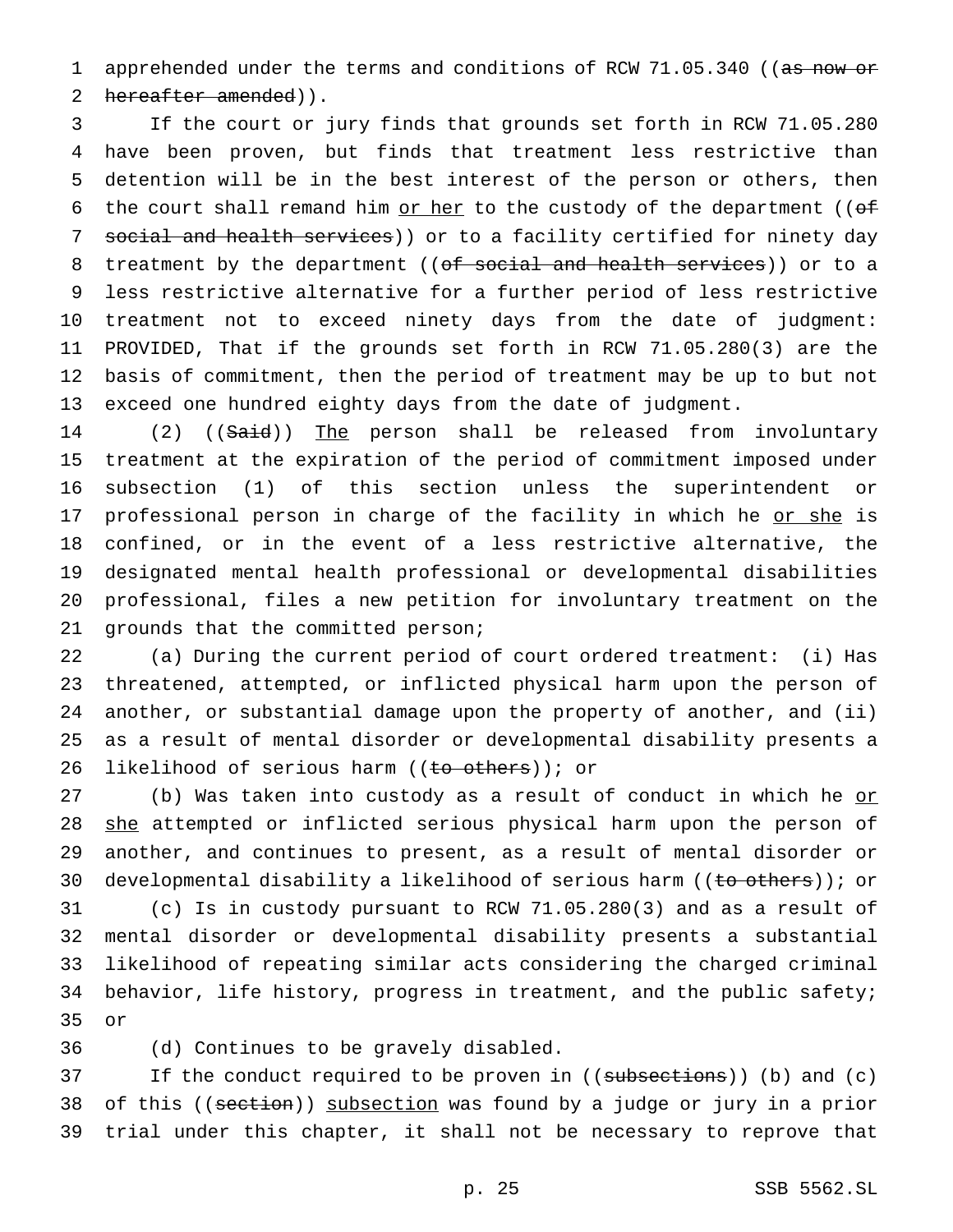apprehended under the terms and conditions of RCW 71.05.340 ((~~as now or hereafter amended~~)).

If the court or jury finds that grounds set forth in RCW 71.05.280 have been proven, but finds that treatment less restrictive than detention will be in the best interest of the person or others, then the court shall remand him <u>or her</u> to the custody of the department ((~~of social and health services~~)) or to a facility certified for ninety day treatment by the department ((~~of social and health services~~)) or to a less restrictive alternative for a further period of less restrictive treatment not to exceed ninety days from the date of judgment: PROVIDED, That if the grounds set forth in RCW 71.05.280(3) are the basis of commitment, then the period of treatment may be up to but not exceed one hundred eighty days from the date of judgment.

(2) ((~~Said~~)) <u>The</u> person shall be released from involuntary treatment at the expiration of the period of commitment imposed under subsection (1) of this section unless the superintendent or professional person in charge of the facility in which he <u>or she</u> is confined, or in the event of a less restrictive alternative, the designated mental health professional or developmental disabilities professional, files a new petition for involuntary treatment on the grounds that the committed person;

(a) During the current period of court ordered treatment: (i) Has threatened, attempted, or inflicted physical harm upon the person of another, or substantial damage upon the property of another, and (ii) as a result of mental disorder or developmental disability presents a likelihood of serious harm ((~~to others~~)); or

(b) Was taken into custody as a result of conduct in which he <u>or she</u> attempted or inflicted serious physical harm upon the person of another, and continues to present, as a result of mental disorder or developmental disability a likelihood of serious harm ((~~to others~~)); or

(c) Is in custody pursuant to RCW 71.05.280(3) and as a result of mental disorder or developmental disability presents a substantial likelihood of repeating similar acts considering the charged criminal behavior, life history, progress in treatment, and the public safety; or

(d) Continues to be gravely disabled.

If the conduct required to be proven in ((~~subsections~~)) (b) and (c) of this ((~~section~~)) <u>subsection</u> was found by a judge or jury in a prior trial under this chapter, it shall not be necessary to reprove that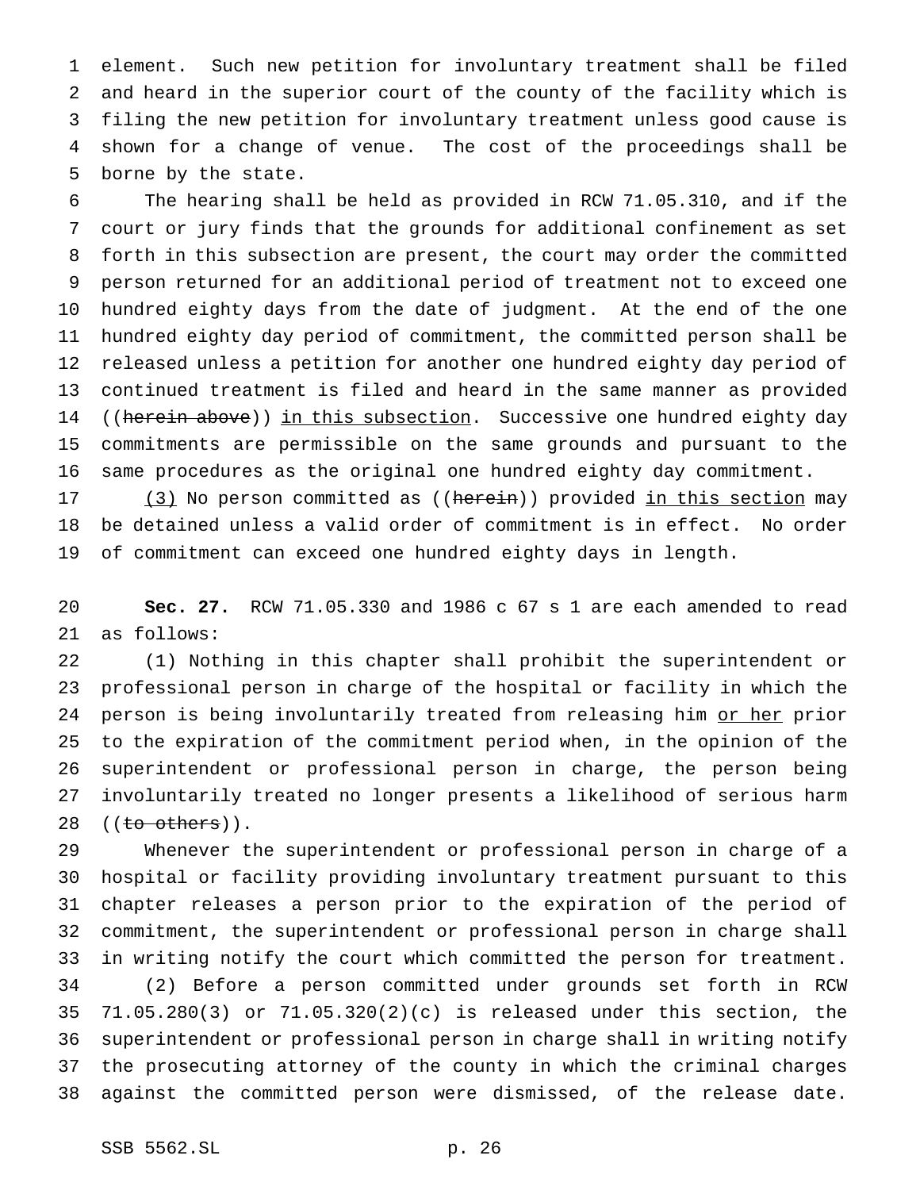element. Such new petition for involuntary treatment shall be filed and heard in the superior court of the county of the facility which is filing the new petition for involuntary treatment unless good cause is shown for a change of venue. The cost of the proceedings shall be borne by the state.

The hearing shall be held as provided in RCW 71.05.310, and if the court or jury finds that the grounds for additional confinement as set forth in this subsection are present, the court may order the committed person returned for an additional period of treatment not to exceed one hundred eighty days from the date of judgment. At the end of the one hundred eighty day period of commitment, the committed person shall be released unless a petition for another one hundred eighty day period of continued treatment is filed and heard in the same manner as provided ((~~herein above~~)) <u>in this subsection</u>. Successive one hundred eighty day commitments are permissible on the same grounds and pursuant to the same procedures as the original one hundred eighty day commitment.

<u>(3)</u> No person committed as ((~~herein~~)) provided <u>in this section</u> may be detained unless a valid order of commitment is in effect. No order of commitment can exceed one hundred eighty days in length.

**Sec. 27.** RCW 71.05.330 and 1986 c 67 s 1 are each amended to read as follows:

(1) Nothing in this chapter shall prohibit the superintendent or professional person in charge of the hospital or facility in which the person is being involuntarily treated from releasing him <u>or her</u> prior to the expiration of the commitment period when, in the opinion of the superintendent or professional person in charge, the person being involuntarily treated no longer presents a likelihood of serious harm ((~~to others~~)).

Whenever the superintendent or professional person in charge of a hospital or facility providing involuntary treatment pursuant to this chapter releases a person prior to the expiration of the period of commitment, the superintendent or professional person in charge shall in writing notify the court which committed the person for treatment.

(2) Before a person committed under grounds set forth in RCW 71.05.280(3) or 71.05.320(2)(c) is released under this section, the superintendent or professional person in charge shall in writing notify the prosecuting attorney of the county in which the criminal charges against the committed person were dismissed, of the release date.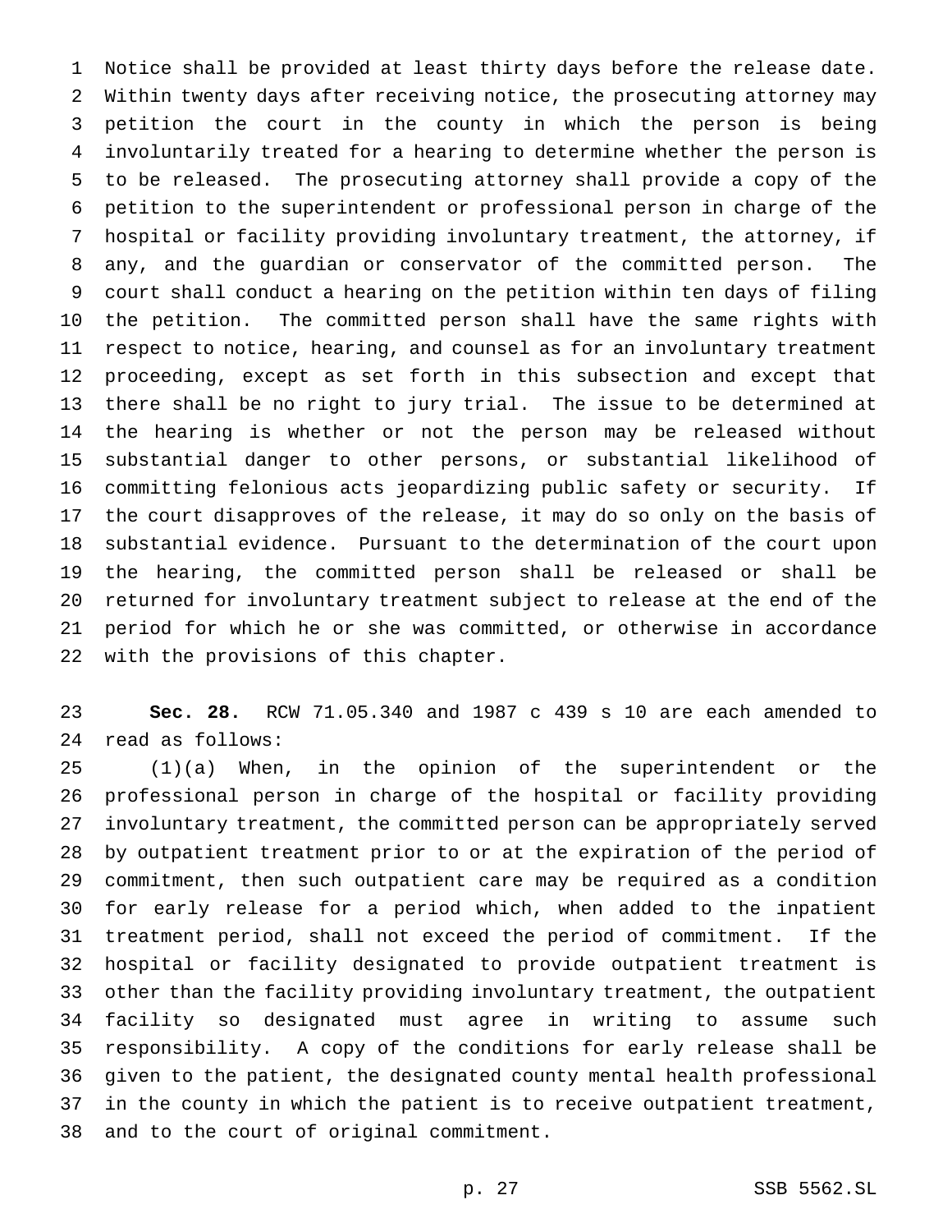Notice shall be provided at least thirty days before the release date. Within twenty days after receiving notice, the prosecuting attorney may petition the court in the county in which the person is being involuntarily treated for a hearing to determine whether the person is to be released. The prosecuting attorney shall provide a copy of the petition to the superintendent or professional person in charge of the hospital or facility providing involuntary treatment, the attorney, if any, and the guardian or conservator of the committed person. The court shall conduct a hearing on the petition within ten days of filing the petition. The committed person shall have the same rights with respect to notice, hearing, and counsel as for an involuntary treatment proceeding, except as set forth in this subsection and except that there shall be no right to jury trial. The issue to be determined at the hearing is whether or not the person may be released without substantial danger to other persons, or substantial likelihood of committing felonious acts jeopardizing public safety or security. If the court disapproves of the release, it may do so only on the basis of substantial evidence. Pursuant to the determination of the court upon the hearing, the committed person shall be released or shall be returned for involuntary treatment subject to release at the end of the period for which he or she was committed, or otherwise in accordance with the provisions of this chapter.

**Sec. 28.** RCW 71.05.340 and 1987 c 439 s 10 are each amended to read as follows:

(1)(a) When, in the opinion of the superintendent or the professional person in charge of the hospital or facility providing involuntary treatment, the committed person can be appropriately served by outpatient treatment prior to or at the expiration of the period of commitment, then such outpatient care may be required as a condition for early release for a period which, when added to the inpatient treatment period, shall not exceed the period of commitment. If the hospital or facility designated to provide outpatient treatment is other than the facility providing involuntary treatment, the outpatient facility so designated must agree in writing to assume such responsibility. A copy of the conditions for early release shall be given to the patient, the designated county mental health professional in the county in which the patient is to receive outpatient treatment, and to the court of original commitment.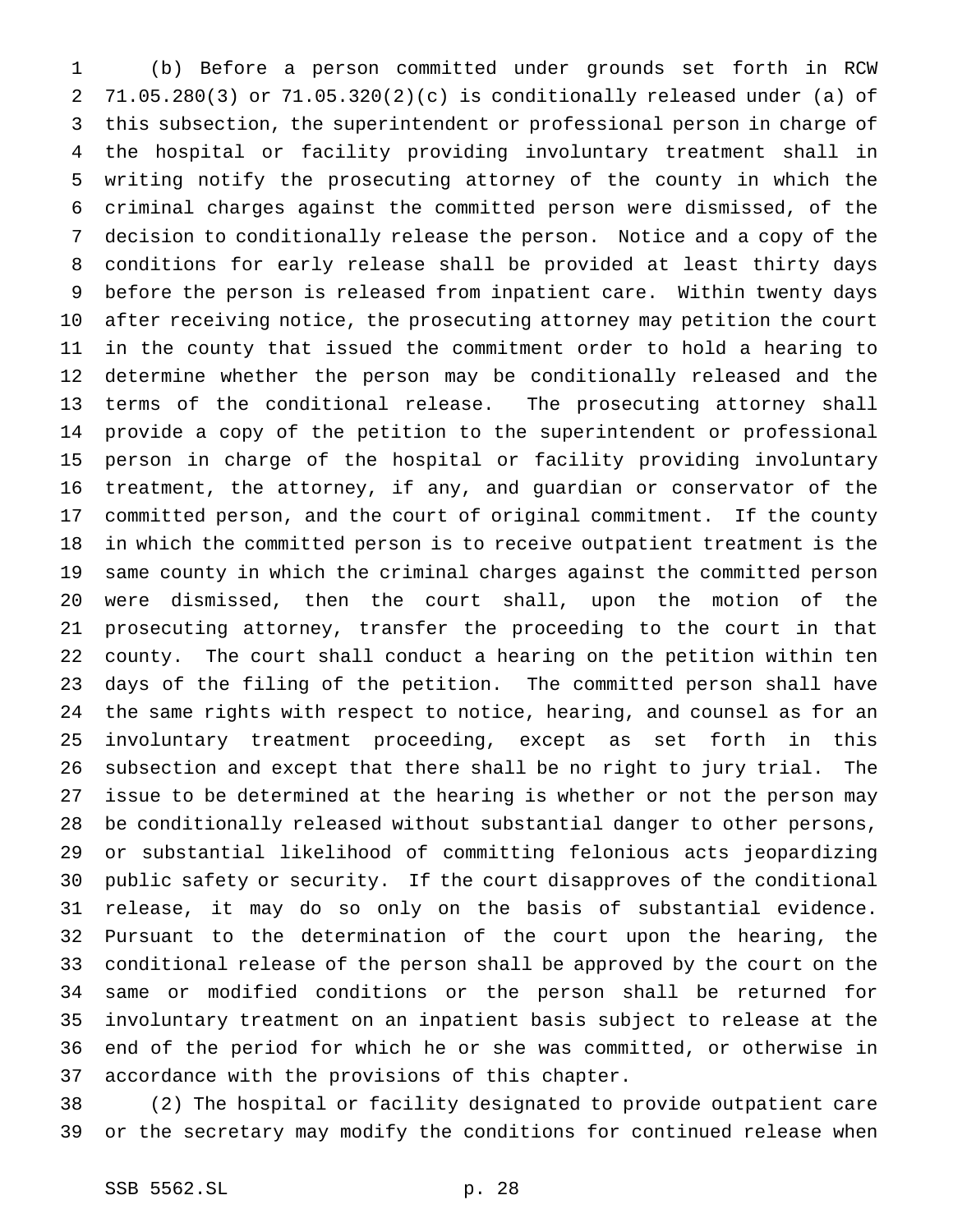(b) Before a person committed under grounds set forth in RCW 71.05.280(3) or 71.05.320(2)(c) is conditionally released under (a) of this subsection, the superintendent or professional person in charge of the hospital or facility providing involuntary treatment shall in writing notify the prosecuting attorney of the county in which the criminal charges against the committed person were dismissed, of the decision to conditionally release the person. Notice and a copy of the conditions for early release shall be provided at least thirty days before the person is released from inpatient care. Within twenty days after receiving notice, the prosecuting attorney may petition the court in the county that issued the commitment order to hold a hearing to determine whether the person may be conditionally released and the terms of the conditional release. The prosecuting attorney shall provide a copy of the petition to the superintendent or professional person in charge of the hospital or facility providing involuntary treatment, the attorney, if any, and guardian or conservator of the committed person, and the court of original commitment. If the county in which the committed person is to receive outpatient treatment is the same county in which the criminal charges against the committed person were dismissed, then the court shall, upon the motion of the prosecuting attorney, transfer the proceeding to the court in that county. The court shall conduct a hearing on the petition within ten days of the filing of the petition. The committed person shall have the same rights with respect to notice, hearing, and counsel as for an involuntary treatment proceeding, except as set forth in this subsection and except that there shall be no right to jury trial. The issue to be determined at the hearing is whether or not the person may be conditionally released without substantial danger to other persons, or substantial likelihood of committing felonious acts jeopardizing public safety or security. If the court disapproves of the conditional release, it may do so only on the basis of substantial evidence. Pursuant to the determination of the court upon the hearing, the conditional release of the person shall be approved by the court on the same or modified conditions or the person shall be returned for involuntary treatment on an inpatient basis subject to release at the end of the period for which he or she was committed, or otherwise in accordance with the provisions of this chapter.

(2) The hospital or facility designated to provide outpatient care or the secretary may modify the conditions for continued release when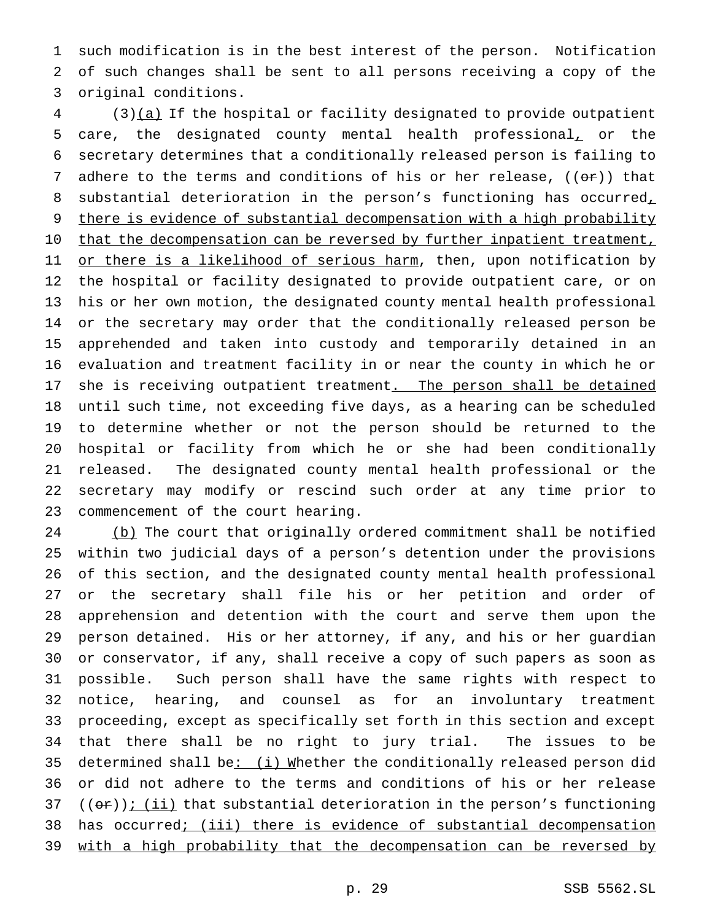such modification is in the best interest of the person. Notification of such changes shall be sent to all persons receiving a copy of the original conditions.

(3)(a) If the hospital or facility designated to provide outpatient care, the designated county mental health professional, or the secretary determines that a conditionally released person is failing to adhere to the terms and conditions of his or her release, ((or)) that substantial deterioration in the person's functioning has occurred, there is evidence of substantial decompensation with a high probability that the decompensation can be reversed by further inpatient treatment, or there is a likelihood of serious harm, then, upon notification by the hospital or facility designated to provide outpatient care, or on his or her own motion, the designated county mental health professional or the secretary may order that the conditionally released person be apprehended and taken into custody and temporarily detained in an evaluation and treatment facility in or near the county in which he or she is receiving outpatient treatment. The person shall be detained until such time, not exceeding five days, as a hearing can be scheduled to determine whether or not the person should be returned to the hospital or facility from which he or she had been conditionally released. The designated county mental health professional or the secretary may modify or rescind such order at any time prior to commencement of the court hearing.

(b) The court that originally ordered commitment shall be notified within two judicial days of a person's detention under the provisions of this section, and the designated county mental health professional or the secretary shall file his or her petition and order of apprehension and detention with the court and serve them upon the person detained. His or her attorney, if any, and his or her guardian or conservator, if any, shall receive a copy of such papers as soon as possible. Such person shall have the same rights with respect to notice, hearing, and counsel as for an involuntary treatment proceeding, except as specifically set forth in this section and except that there shall be no right to jury trial. The issues to be determined shall be: (i) Whether the conditionally released person did or did not adhere to the terms and conditions of his or her release ((or)); (ii) that substantial deterioration in the person's functioning has occurred; (iii) there is evidence of substantial decompensation with a high probability that the decompensation can be reversed by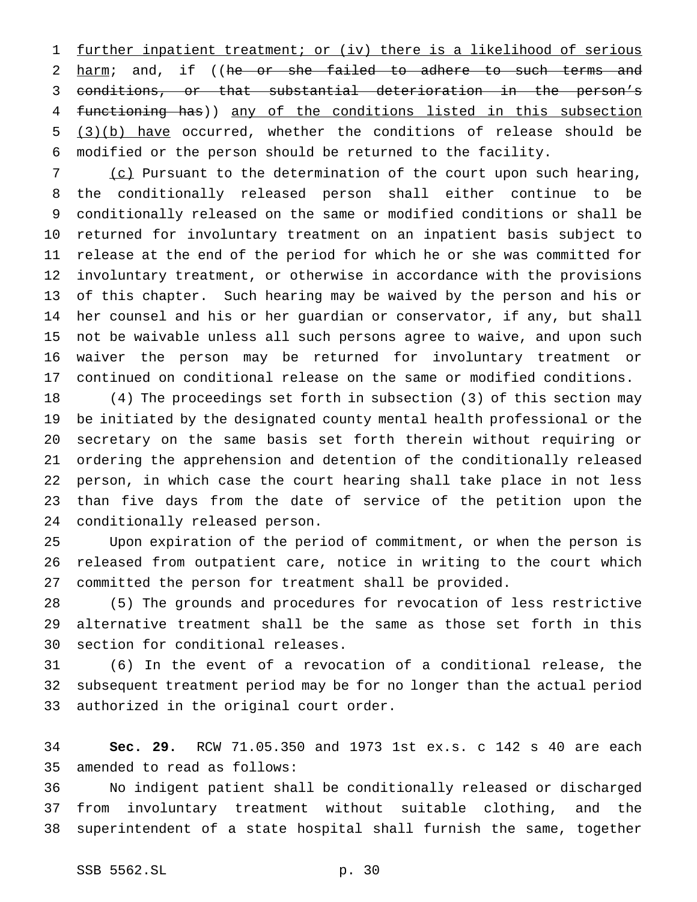further inpatient treatment; or (iv) there is a likelihood of serious harm; and, if ((~~he or she failed to adhere to such terms and conditions, or that substantial deterioration in the person's functioning has~~)) any of the conditions listed in this subsection (3)(b) have occurred, whether the conditions of release should be modified or the person should be returned to the facility.

(c) Pursuant to the determination of the court upon such hearing, the conditionally released person shall either continue to be conditionally released on the same or modified conditions or shall be returned for involuntary treatment on an inpatient basis subject to release at the end of the period for which he or she was committed for involuntary treatment, or otherwise in accordance with the provisions of this chapter. Such hearing may be waived by the person and his or her counsel and his or her guardian or conservator, if any, but shall not be waivable unless all such persons agree to waive, and upon such waiver the person may be returned for involuntary treatment or continued on conditional release on the same or modified conditions.

(4) The proceedings set forth in subsection (3) of this section may be initiated by the designated county mental health professional or the secretary on the same basis set forth therein without requiring or ordering the apprehension and detention of the conditionally released person, in which case the court hearing shall take place in not less than five days from the date of service of the petition upon the conditionally released person.

Upon expiration of the period of commitment, or when the person is released from outpatient care, notice in writing to the court which committed the person for treatment shall be provided.

(5) The grounds and procedures for revocation of less restrictive alternative treatment shall be the same as those set forth in this section for conditional releases.

(6) In the event of a revocation of a conditional release, the subsequent treatment period may be for no longer than the actual period authorized in the original court order.

**Sec. 29.** RCW 71.05.350 and 1973 1st ex.s. c 142 s 40 are each amended to read as follows:

No indigent patient shall be conditionally released or discharged from involuntary treatment without suitable clothing, and the superintendent of a state hospital shall furnish the same, together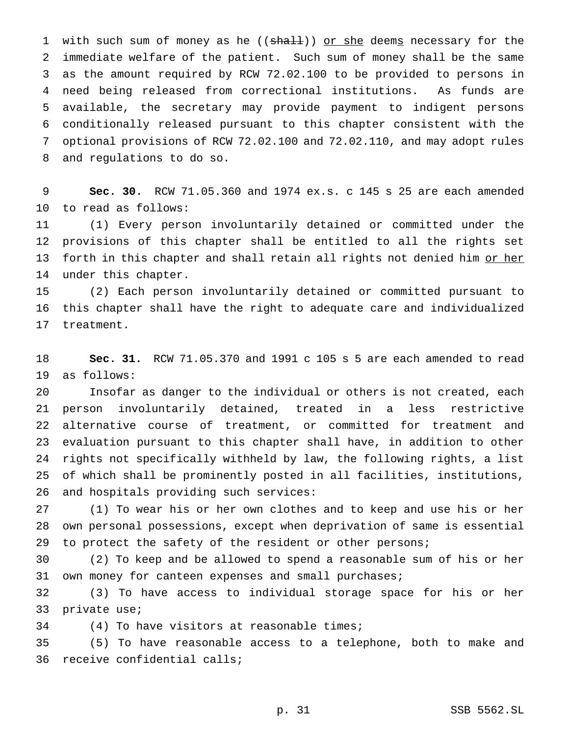with such sum of money as he ((~~shall~~)) <u>or she</u> deem<u>s</u> necessary for the immediate welfare of the patient. Such sum of money shall be the same as the amount required by RCW 72.02.100 to be provided to persons in need being released from correctional institutions. As funds are available, the secretary may provide payment to indigent persons conditionally released pursuant to this chapter consistent with the optional provisions of RCW 72.02.100 and 72.02.110, and may adopt rules and regulations to do so.

**Sec. 30.** RCW 71.05.360 and 1974 ex.s. c 145 s 25 are each amended to read as follows:

(1) Every person involuntarily detained or committed under the provisions of this chapter shall be entitled to all the rights set forth in this chapter and shall retain all rights not denied him <u>or her</u> under this chapter.

(2) Each person involuntarily detained or committed pursuant to this chapter shall have the right to adequate care and individualized treatment.

**Sec. 31.** RCW 71.05.370 and 1991 c 105 s 5 are each amended to read as follows:

Insofar as danger to the individual or others is not created, each person involuntarily detained, treated in a less restrictive alternative course of treatment, or committed for treatment and evaluation pursuant to this chapter shall have, in addition to other rights not specifically withheld by law, the following rights, a list of which shall be prominently posted in all facilities, institutions, and hospitals providing such services:

(1) To wear his or her own clothes and to keep and use his or her own personal possessions, except when deprivation of same is essential to protect the safety of the resident or other persons;

(2) To keep and be allowed to spend a reasonable sum of his or her own money for canteen expenses and small purchases;

(3) To have access to individual storage space for his or her private use;

(4) To have visitors at reasonable times;

(5) To have reasonable access to a telephone, both to make and receive confidential calls;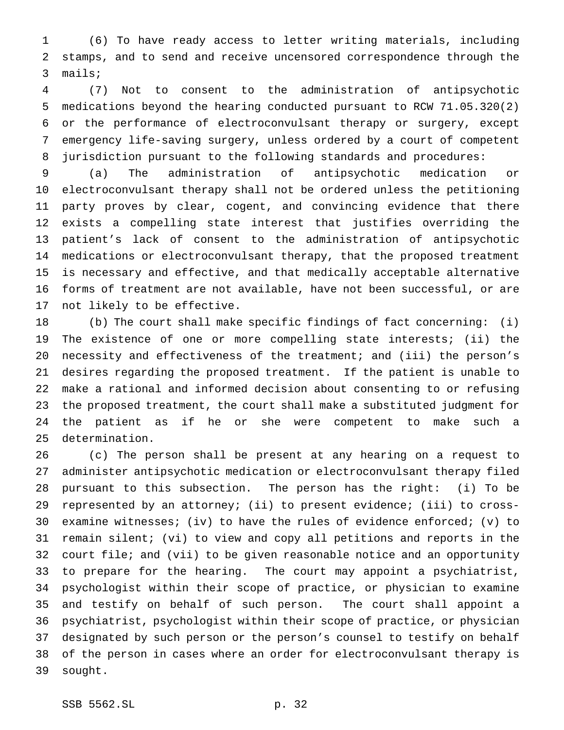(6) To have ready access to letter writing materials, including stamps, and to send and receive uncensored correspondence through the mails;

(7) Not to consent to the administration of antipsychotic medications beyond the hearing conducted pursuant to RCW 71.05.320(2) or the performance of electroconvulsant therapy or surgery, except emergency life-saving surgery, unless ordered by a court of competent jurisdiction pursuant to the following standards and procedures:

(a) The administration of antipsychotic medication or electroconvulsant therapy shall not be ordered unless the petitioning party proves by clear, cogent, and convincing evidence that there exists a compelling state interest that justifies overriding the patient's lack of consent to the administration of antipsychotic medications or electroconvulsant therapy, that the proposed treatment is necessary and effective, and that medically acceptable alternative forms of treatment are not available, have not been successful, or are not likely to be effective.

(b) The court shall make specific findings of fact concerning: (i) The existence of one or more compelling state interests; (ii) the necessity and effectiveness of the treatment; and (iii) the person's desires regarding the proposed treatment. If the patient is unable to make a rational and informed decision about consenting to or refusing the proposed treatment, the court shall make a substituted judgment for the patient as if he or she were competent to make such a determination.

(c) The person shall be present at any hearing on a request to administer antipsychotic medication or electroconvulsant therapy filed pursuant to this subsection. The person has the right: (i) To be represented by an attorney; (ii) to present evidence; (iii) to cross-examine witnesses; (iv) to have the rules of evidence enforced; (v) to remain silent; (vi) to view and copy all petitions and reports in the court file; and (vii) to be given reasonable notice and an opportunity to prepare for the hearing. The court may appoint a psychiatrist, psychologist within their scope of practice, or physician to examine and testify on behalf of such person. The court shall appoint a psychiatrist, psychologist within their scope of practice, or physician designated by such person or the person's counsel to testify on behalf of the person in cases where an order for electroconvulsant therapy is sought.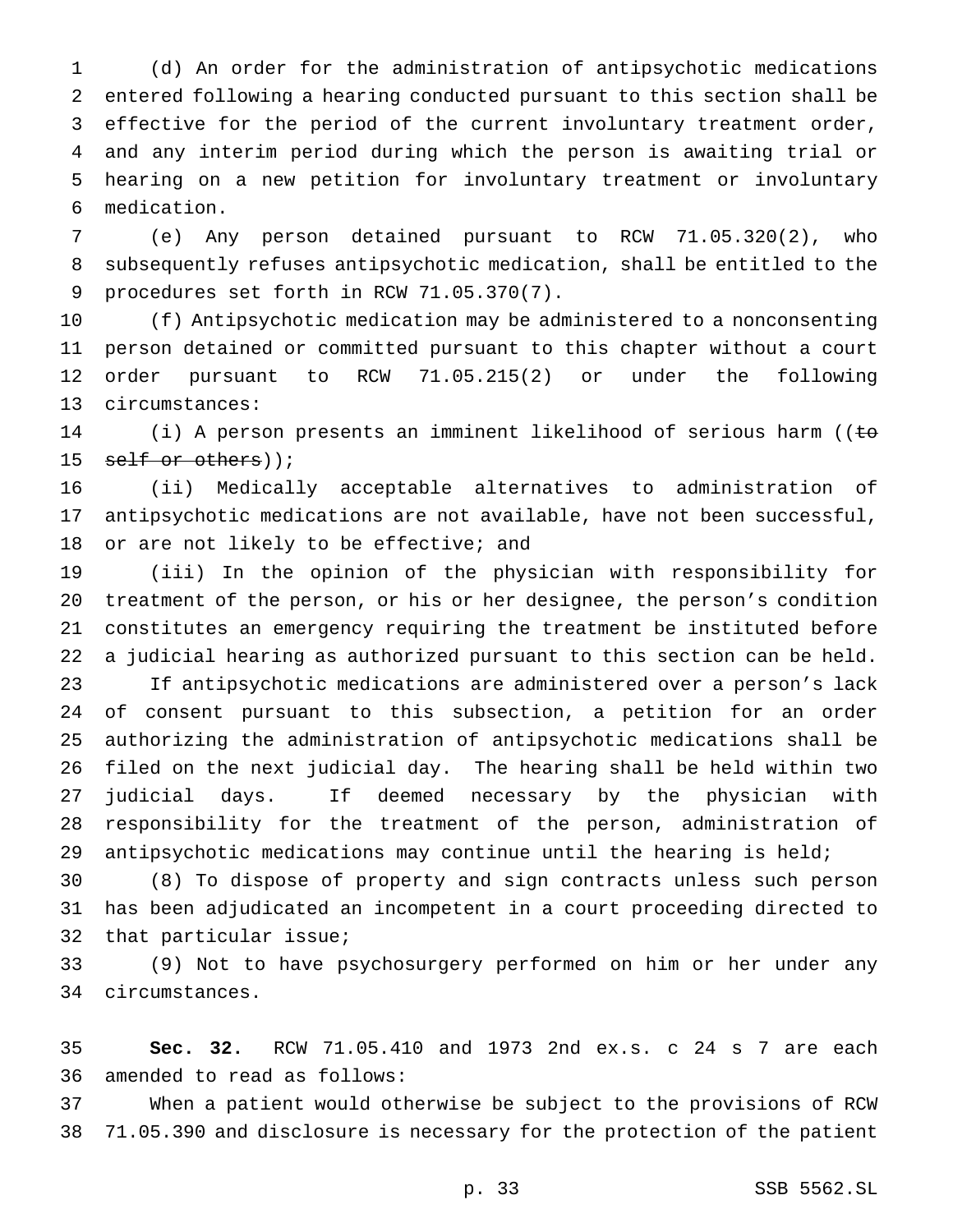(d) An order for the administration of antipsychotic medications entered following a hearing conducted pursuant to this section shall be effective for the period of the current involuntary treatment order, and any interim period during which the person is awaiting trial or hearing on a new petition for involuntary treatment or involuntary medication.

(e) Any person detained pursuant to RCW 71.05.320(2), who subsequently refuses antipsychotic medication, shall be entitled to the procedures set forth in RCW 71.05.370(7).

(f) Antipsychotic medication may be administered to a nonconsenting person detained or committed pursuant to this chapter without a court order pursuant to RCW 71.05.215(2) or under the following circumstances:

(i) A person presents an imminent likelihood of serious harm ((~~to self or others~~));

(ii) Medically acceptable alternatives to administration of antipsychotic medications are not available, have not been successful, or are not likely to be effective; and

(iii) In the opinion of the physician with responsibility for treatment of the person, or his or her designee, the person's condition constitutes an emergency requiring the treatment be instituted before a judicial hearing as authorized pursuant to this section can be held.

If antipsychotic medications are administered over a person's lack of consent pursuant to this subsection, a petition for an order authorizing the administration of antipsychotic medications shall be filed on the next judicial day. The hearing shall be held within two judicial days. If deemed necessary by the physician with responsibility for the treatment of the person, administration of antipsychotic medications may continue until the hearing is held;

(8) To dispose of property and sign contracts unless such person has been adjudicated an incompetent in a court proceeding directed to that particular issue;

(9) Not to have psychosurgery performed on him or her under any circumstances.

**Sec. 32.** RCW 71.05.410 and 1973 2nd ex.s. c 24 s 7 are each amended to read as follows:

When a patient would otherwise be subject to the provisions of RCW 71.05.390 and disclosure is necessary for the protection of the patient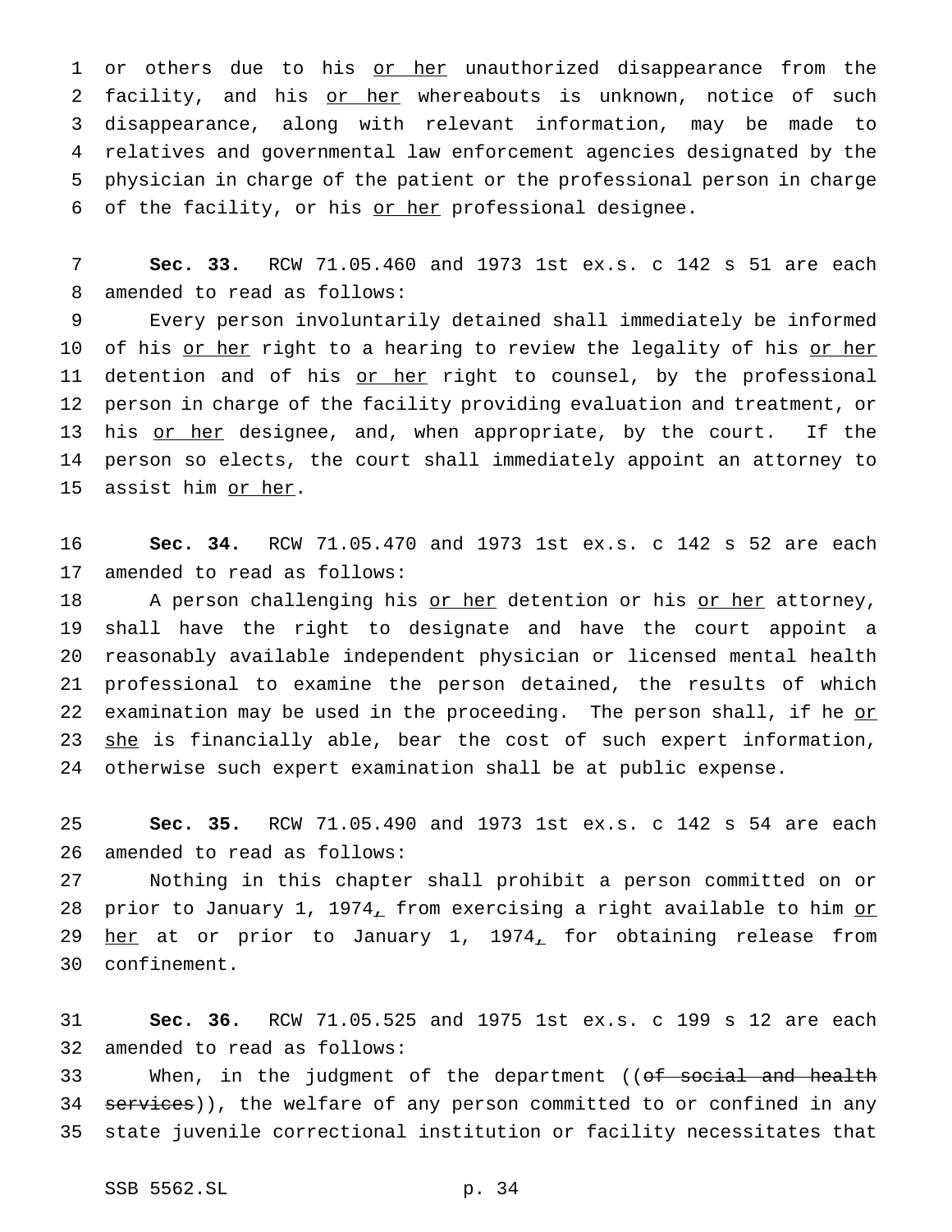or others due to his or her unauthorized disappearance from the facility, and his or her whereabouts is unknown, notice of such disappearance, along with relevant information, may be made to relatives and governmental law enforcement agencies designated by the physician in charge of the patient or the professional person in charge of the facility, or his or her professional designee.

**Sec. 33.** RCW 71.05.460 and 1973 1st ex.s. c 142 s 51 are each amended to read as follows:

Every person involuntarily detained shall immediately be informed of his or her right to a hearing to review the legality of his or her detention and of his or her right to counsel, by the professional person in charge of the facility providing evaluation and treatment, or his or her designee, and, when appropriate, by the court. If the person so elects, the court shall immediately appoint an attorney to assist him or her.

**Sec. 34.** RCW 71.05.470 and 1973 1st ex.s. c 142 s 52 are each amended to read as follows:

A person challenging his or her detention or his or her attorney, shall have the right to designate and have the court appoint a reasonably available independent physician or licensed mental health professional to examine the person detained, the results of which examination may be used in the proceeding. The person shall, if he or she is financially able, bear the cost of such expert information, otherwise such expert examination shall be at public expense.

**Sec. 35.** RCW 71.05.490 and 1973 1st ex.s. c 142 s 54 are each amended to read as follows:

Nothing in this chapter shall prohibit a person committed on or prior to January 1, 1974, from exercising a right available to him or her at or prior to January 1, 1974, for obtaining release from confinement.

**Sec. 36.** RCW 71.05.525 and 1975 1st ex.s. c 199 s 12 are each amended to read as follows:

When, in the judgment of the department ((~~of social and health services~~)), the welfare of any person committed to or confined in any state juvenile correctional institution or facility necessitates that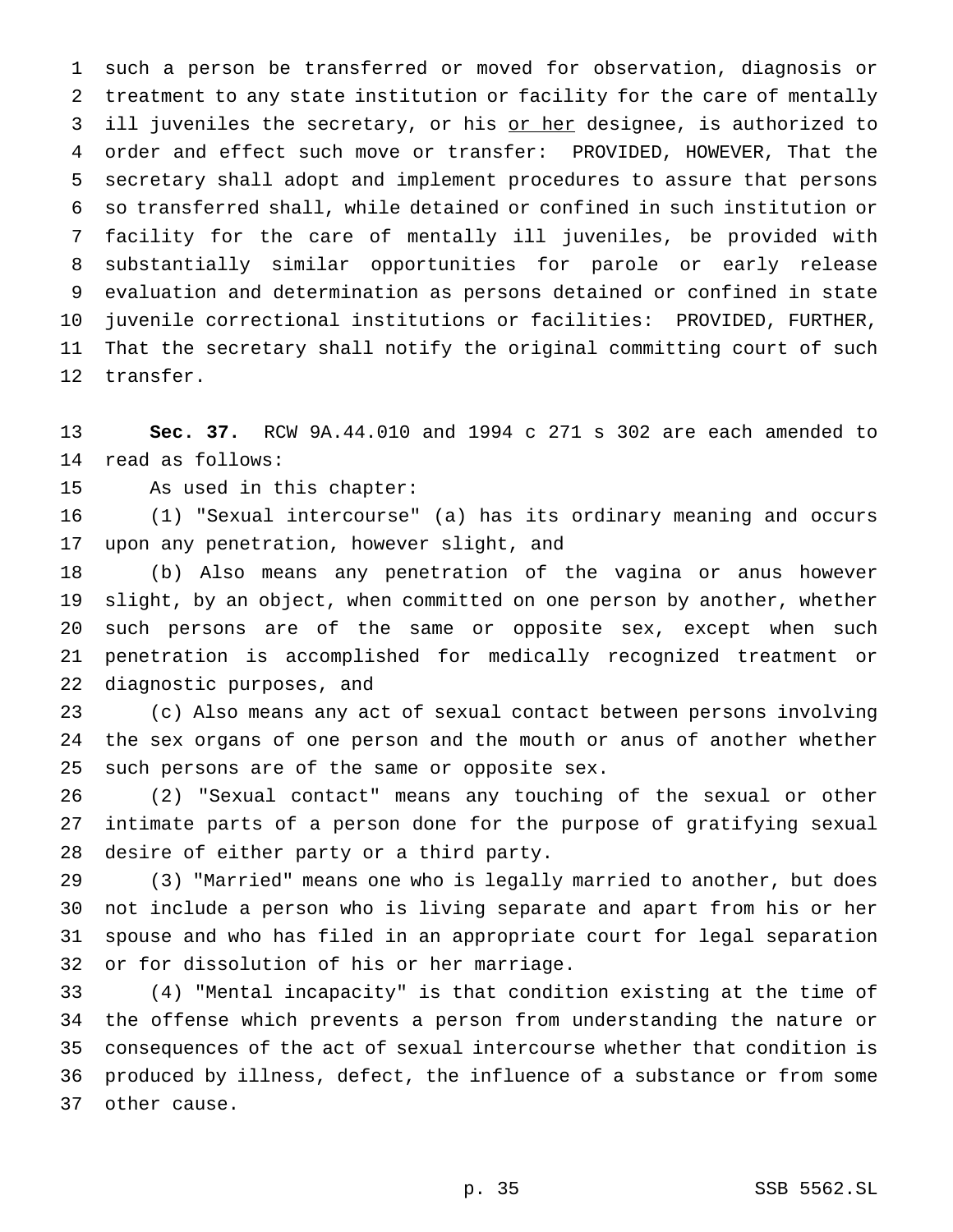such a person be transferred or moved for observation, diagnosis or treatment to any state institution or facility for the care of mentally ill juveniles the secretary, or his <u>or her</u> designee, is authorized to order and effect such move or transfer: PROVIDED, HOWEVER, That the secretary shall adopt and implement procedures to assure that persons so transferred shall, while detained or confined in such institution or facility for the care of mentally ill juveniles, be provided with substantially similar opportunities for parole or early release evaluation and determination as persons detained or confined in state juvenile correctional institutions or facilities: PROVIDED, FURTHER, That the secretary shall notify the original committing court of such transfer.

**Sec. 37.** RCW 9A.44.010 and 1994 c 271 s 302 are each amended to read as follows:

As used in this chapter:

(1) "Sexual intercourse" (a) has its ordinary meaning and occurs upon any penetration, however slight, and

(b) Also means any penetration of the vagina or anus however slight, by an object, when committed on one person by another, whether such persons are of the same or opposite sex, except when such penetration is accomplished for medically recognized treatment or diagnostic purposes, and

(c) Also means any act of sexual contact between persons involving the sex organs of one person and the mouth or anus of another whether such persons are of the same or opposite sex.

(2) "Sexual contact" means any touching of the sexual or other intimate parts of a person done for the purpose of gratifying sexual desire of either party or a third party.

(3) "Married" means one who is legally married to another, but does not include a person who is living separate and apart from his or her spouse and who has filed in an appropriate court for legal separation or for dissolution of his or her marriage.

(4) "Mental incapacity" is that condition existing at the time of the offense which prevents a person from understanding the nature or consequences of the act of sexual intercourse whether that condition is produced by illness, defect, the influence of a substance or from some other cause.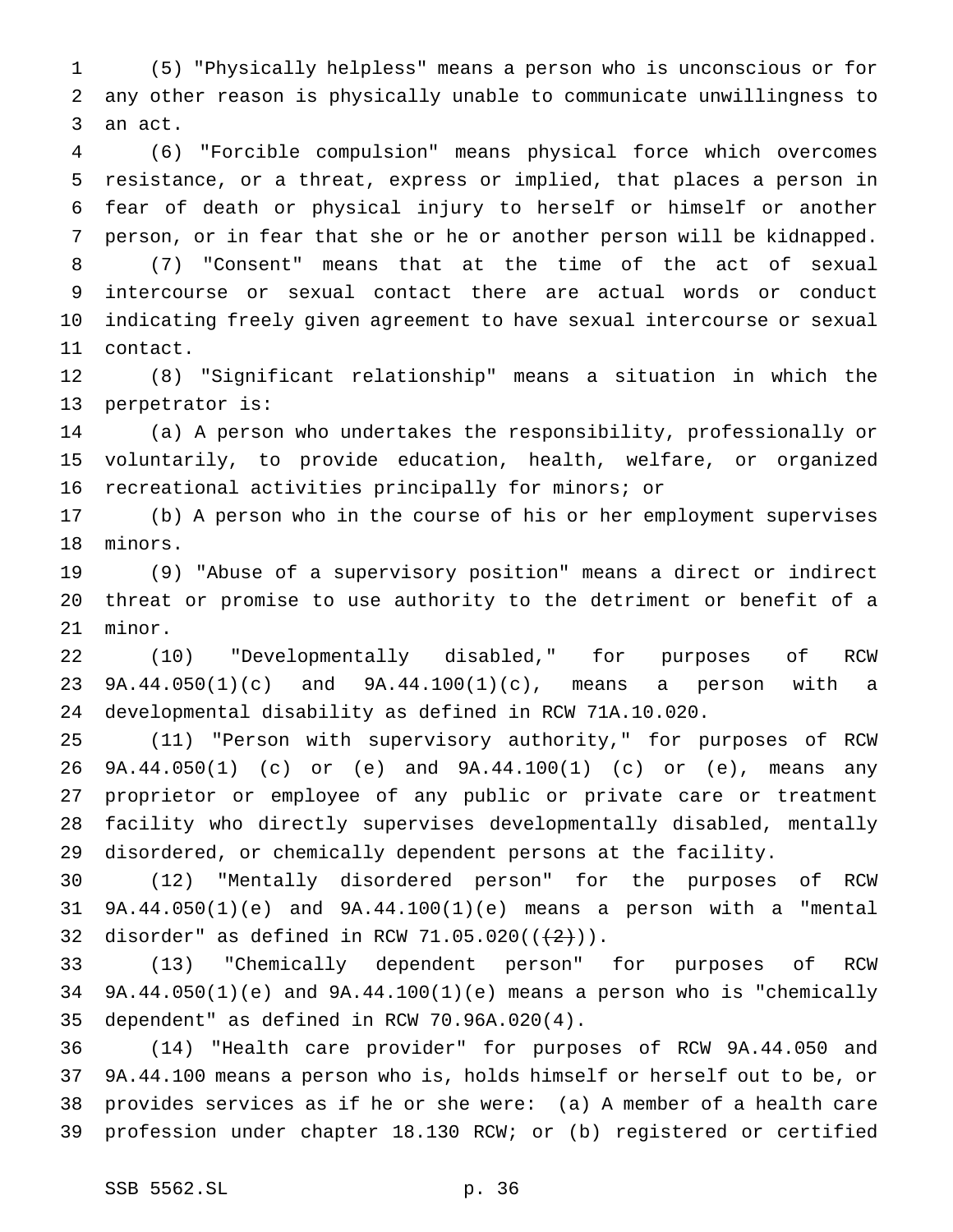(5) "Physically helpless" means a person who is unconscious or for any other reason is physically unable to communicate unwillingness to an act.

(6) "Forcible compulsion" means physical force which overcomes resistance, or a threat, express or implied, that places a person in fear of death or physical injury to herself or himself or another person, or in fear that she or he or another person will be kidnapped.

(7) "Consent" means that at the time of the act of sexual intercourse or sexual contact there are actual words or conduct indicating freely given agreement to have sexual intercourse or sexual contact.

(8) "Significant relationship" means a situation in which the perpetrator is:

(a) A person who undertakes the responsibility, professionally or voluntarily, to provide education, health, welfare, or organized recreational activities principally for minors; or

(b) A person who in the course of his or her employment supervises minors.

(9) "Abuse of a supervisory position" means a direct or indirect threat or promise to use authority to the detriment or benefit of a minor.

(10) "Developmentally disabled," for purposes of RCW 9A.44.050(1)(c) and 9A.44.100(1)(c), means a person with a developmental disability as defined in RCW 71A.10.020.

(11) "Person with supervisory authority," for purposes of RCW 9A.44.050(1) (c) or (e) and 9A.44.100(1) (c) or (e), means any proprietor or employee of any public or private care or treatment facility who directly supervises developmentally disabled, mentally disordered, or chemically dependent persons at the facility.

(12) "Mentally disordered person" for the purposes of RCW 9A.44.050(1)(e) and 9A.44.100(1)(e) means a person with a "mental disorder" as defined in RCW 71.05.020((~~(2)~~)).

(13) "Chemically dependent person" for purposes of RCW 9A.44.050(1)(e) and 9A.44.100(1)(e) means a person who is "chemically dependent" as defined in RCW 70.96A.020(4).

(14) "Health care provider" for purposes of RCW 9A.44.050 and 9A.44.100 means a person who is, holds himself or herself out to be, or provides services as if he or she were: (a) A member of a health care profession under chapter 18.130 RCW; or (b) registered or certified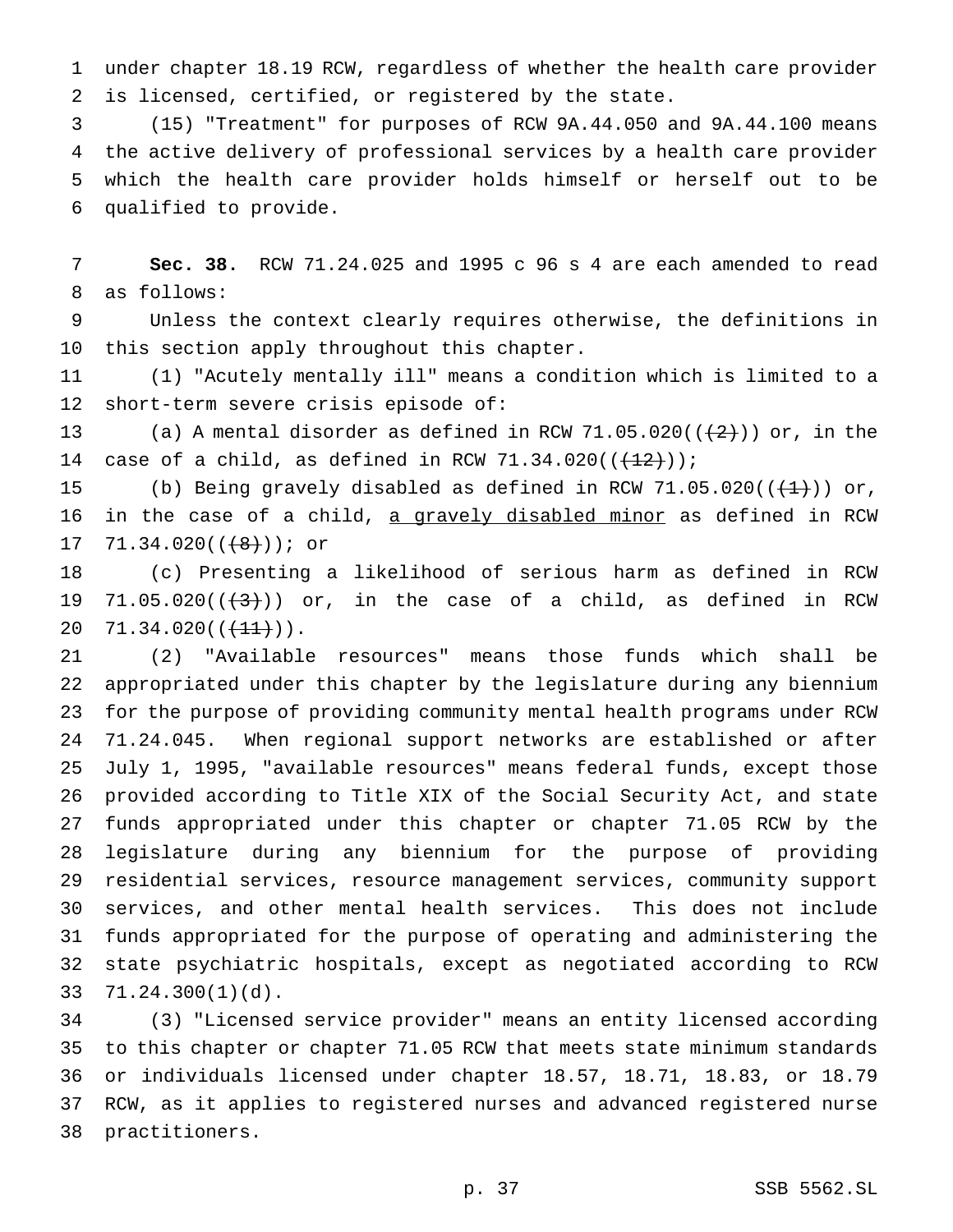under chapter 18.19 RCW, regardless of whether the health care provider is licensed, certified, or registered by the state.

(15) "Treatment" for purposes of RCW 9A.44.050 and 9A.44.100 means the active delivery of professional services by a health care provider which the health care provider holds himself or herself out to be qualified to provide.

**Sec. 38.** RCW 71.24.025 and 1995 c 96 s 4 are each amended to read as follows:

Unless the context clearly requires otherwise, the definitions in this section apply throughout this chapter.

(1) "Acutely mentally ill" means a condition which is limited to a short-term severe crisis episode of:

(a) A mental disorder as defined in RCW 71.05.020(( ~~(2)~~ )) or, in the case of a child, as defined in RCW 71.34.020(( ~~(12)~~ ));

(b) Being gravely disabled as defined in RCW 71.05.020(( ~~(1)~~ )) or, in the case of a child, <u>a gravely disabled minor</u> as defined in RCW 71.34.020(( ~~(8)~~ )); or

(c) Presenting a likelihood of serious harm as defined in RCW 71.05.020(( ~~(3)~~ )) or, in the case of a child, as defined in RCW 71.34.020(( ~~(11)~~ )).

(2) "Available resources" means those funds which shall be appropriated under this chapter by the legislature during any biennium for the purpose of providing community mental health programs under RCW 71.24.045. When regional support networks are established or after July 1, 1995, "available resources" means federal funds, except those provided according to Title XIX of the Social Security Act, and state funds appropriated under this chapter or chapter 71.05 RCW by the legislature during any biennium for the purpose of providing residential services, resource management services, community support services, and other mental health services. This does not include funds appropriated for the purpose of operating and administering the state psychiatric hospitals, except as negotiated according to RCW 71.24.300(1)(d).

(3) "Licensed service provider" means an entity licensed according to this chapter or chapter 71.05 RCW that meets state minimum standards or individuals licensed under chapter 18.57, 18.71, 18.83, or 18.79 RCW, as it applies to registered nurses and advanced registered nurse practitioners.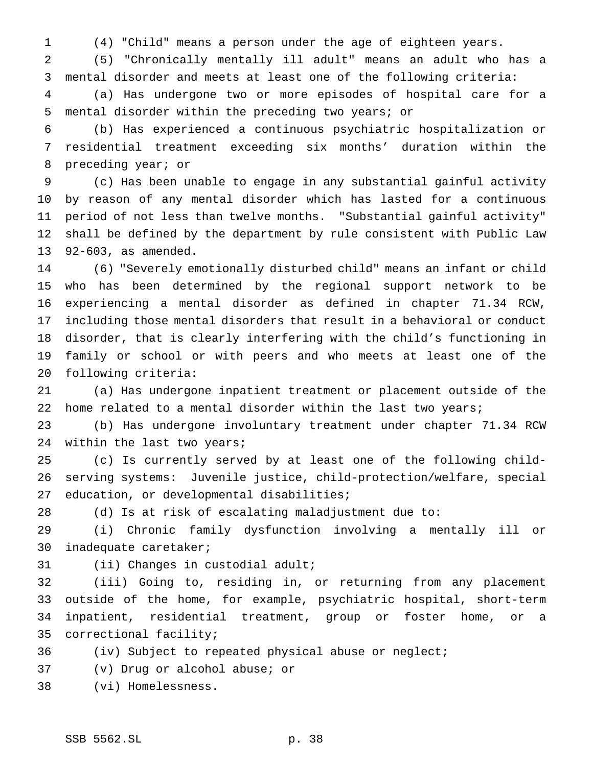(4) "Child" means a person under the age of eighteen years.

(5) "Chronically mentally ill adult" means an adult who has a mental disorder and meets at least one of the following criteria:

(a) Has undergone two or more episodes of hospital care for a mental disorder within the preceding two years; or

(b) Has experienced a continuous psychiatric hospitalization or residential treatment exceeding six months' duration within the preceding year; or

(c) Has been unable to engage in any substantial gainful activity by reason of any mental disorder which has lasted for a continuous period of not less than twelve months. "Substantial gainful activity" shall be defined by the department by rule consistent with Public Law 92-603, as amended.

(6) "Severely emotionally disturbed child" means an infant or child who has been determined by the regional support network to be experiencing a mental disorder as defined in chapter 71.34 RCW, including those mental disorders that result in a behavioral or conduct disorder, that is clearly interfering with the child's functioning in family or school or with peers and who meets at least one of the following criteria:

(a) Has undergone inpatient treatment or placement outside of the home related to a mental disorder within the last two years;

(b) Has undergone involuntary treatment under chapter 71.34 RCW within the last two years;

(c) Is currently served by at least one of the following child-serving systems: Juvenile justice, child-protection/welfare, special education, or developmental disabilities;

(d) Is at risk of escalating maladjustment due to:

(i) Chronic family dysfunction involving a mentally ill or inadequate caretaker;

(ii) Changes in custodial adult;

(iii) Going to, residing in, or returning from any placement outside of the home, for example, psychiatric hospital, short-term inpatient, residential treatment, group or foster home, or a correctional facility;

(iv) Subject to repeated physical abuse or neglect;

(v) Drug or alcohol abuse; or

(vi) Homelessness.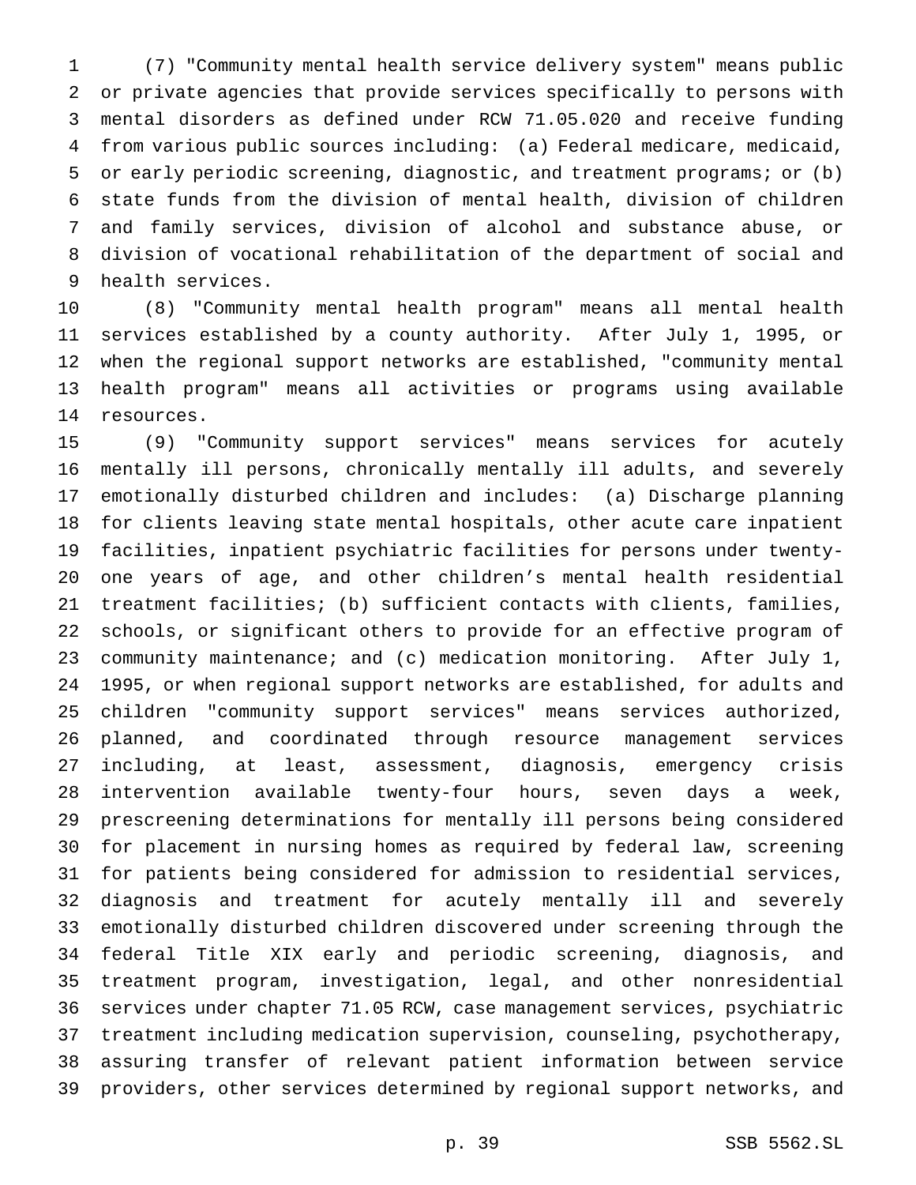(7) "Community mental health service delivery system" means public or private agencies that provide services specifically to persons with mental disorders as defined under RCW 71.05.020 and receive funding from various public sources including: (a) Federal medicare, medicaid, or early periodic screening, diagnostic, and treatment programs; or (b) state funds from the division of mental health, division of children and family services, division of alcohol and substance abuse, or division of vocational rehabilitation of the department of social and health services.

(8) "Community mental health program" means all mental health services established by a county authority. After July 1, 1995, or when the regional support networks are established, "community mental health program" means all activities or programs using available resources.

(9) "Community support services" means services for acutely mentally ill persons, chronically mentally ill adults, and severely emotionally disturbed children and includes: (a) Discharge planning for clients leaving state mental hospitals, other acute care inpatient facilities, inpatient psychiatric facilities for persons under twenty-one years of age, and other children's mental health residential treatment facilities; (b) sufficient contacts with clients, families, schools, or significant others to provide for an effective program of community maintenance; and (c) medication monitoring. After July 1, 1995, or when regional support networks are established, for adults and children "community support services" means services authorized, planned, and coordinated through resource management services including, at least, assessment, diagnosis, emergency crisis intervention available twenty-four hours, seven days a week, prescreening determinations for mentally ill persons being considered for placement in nursing homes as required by federal law, screening for patients being considered for admission to residential services, diagnosis and treatment for acutely mentally ill and severely emotionally disturbed children discovered under screening through the federal Title XIX early and periodic screening, diagnosis, and treatment program, investigation, legal, and other nonresidential services under chapter 71.05 RCW, case management services, psychiatric treatment including medication supervision, counseling, psychotherapy, assuring transfer of relevant patient information between service providers, other services determined by regional support networks, and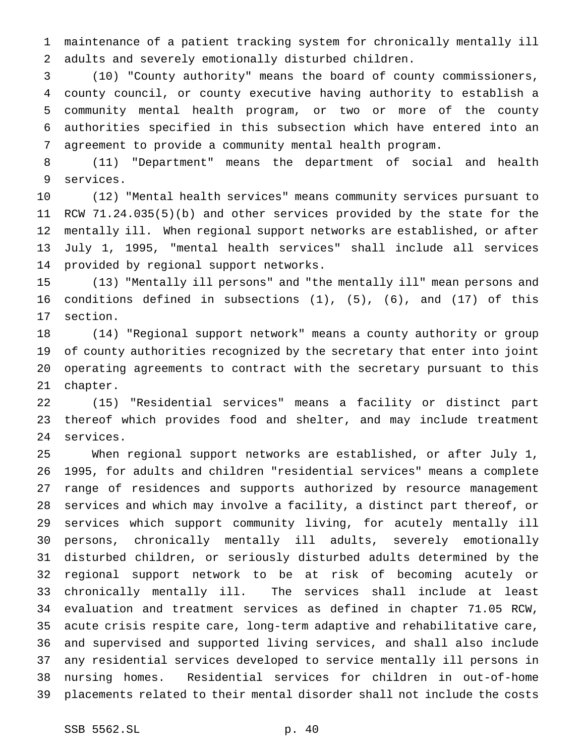maintenance of a patient tracking system for chronically mentally ill adults and severely emotionally disturbed children.

(10) "County authority" means the board of county commissioners, county council, or county executive having authority to establish a community mental health program, or two or more of the county authorities specified in this subsection which have entered into an agreement to provide a community mental health program.

(11) "Department" means the department of social and health services.

(12) "Mental health services" means community services pursuant to RCW 71.24.035(5)(b) and other services provided by the state for the mentally ill. When regional support networks are established, or after July 1, 1995, "mental health services" shall include all services provided by regional support networks.

(13) "Mentally ill persons" and "the mentally ill" mean persons and conditions defined in subsections (1), (5), (6), and (17) of this section.

(14) "Regional support network" means a county authority or group of county authorities recognized by the secretary that enter into joint operating agreements to contract with the secretary pursuant to this chapter.

(15) "Residential services" means a facility or distinct part thereof which provides food and shelter, and may include treatment services.

When regional support networks are established, or after July 1, 1995, for adults and children "residential services" means a complete range of residences and supports authorized by resource management services and which may involve a facility, a distinct part thereof, or services which support community living, for acutely mentally ill persons, chronically mentally ill adults, severely emotionally disturbed children, or seriously disturbed adults determined by the regional support network to be at risk of becoming acutely or chronically mentally ill. The services shall include at least evaluation and treatment services as defined in chapter 71.05 RCW, acute crisis respite care, long-term adaptive and rehabilitative care, and supervised and supported living services, and shall also include any residential services developed to service mentally ill persons in nursing homes. Residential services for children in out-of-home placements related to their mental disorder shall not include the costs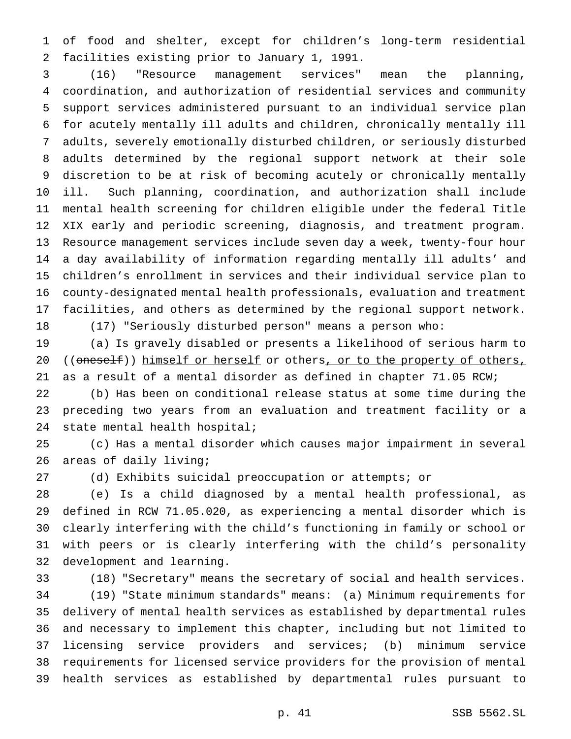of food and shelter, except for children's long-term residential facilities existing prior to January 1, 1991.

(16) "Resource management services" mean the planning, coordination, and authorization of residential services and community support services administered pursuant to an individual service plan for acutely mentally ill adults and children, chronically mentally ill adults, severely emotionally disturbed children, or seriously disturbed adults determined by the regional support network at their sole discretion to be at risk of becoming acutely or chronically mentally ill. Such planning, coordination, and authorization shall include mental health screening for children eligible under the federal Title XIX early and periodic screening, diagnosis, and treatment program. Resource management services include seven day a week, twenty-four hour a day availability of information regarding mentally ill adults' and children's enrollment in services and their individual service plan to county-designated mental health professionals, evaluation and treatment facilities, and others as determined by the regional support network.

(17) "Seriously disturbed person" means a person who:

(a) Is gravely disabled or presents a likelihood of serious harm to ((~~oneself~~)) <u>himself or herself</u> or others<u>, or to the property of others,</u> as a result of a mental disorder as defined in chapter 71.05 RCW;

(b) Has been on conditional release status at some time during the preceding two years from an evaluation and treatment facility or a state mental health hospital;

(c) Has a mental disorder which causes major impairment in several areas of daily living;

(d) Exhibits suicidal preoccupation or attempts; or

(e) Is a child diagnosed by a mental health professional, as defined in RCW 71.05.020, as experiencing a mental disorder which is clearly interfering with the child's functioning in family or school or with peers or is clearly interfering with the child's personality development and learning.

(18) "Secretary" means the secretary of social and health services.

(19) "State minimum standards" means: (a) Minimum requirements for delivery of mental health services as established by departmental rules and necessary to implement this chapter, including but not limited to licensing service providers and services; (b) minimum service requirements for licensed service providers for the provision of mental health services as established by departmental rules pursuant to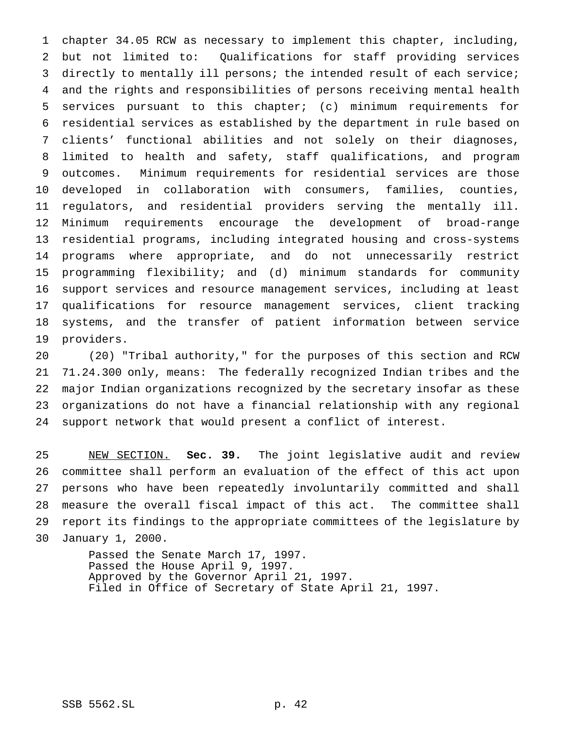chapter 34.05 RCW as necessary to implement this chapter, including, but not limited to: Qualifications for staff providing services directly to mentally ill persons; the intended result of each service; and the rights and responsibilities of persons receiving mental health services pursuant to this chapter; (c) minimum requirements for residential services as established by the department in rule based on clients' functional abilities and not solely on their diagnoses, limited to health and safety, staff qualifications, and program outcomes. Minimum requirements for residential services are those developed in collaboration with consumers, families, counties, regulators, and residential providers serving the mentally ill. Minimum requirements encourage the development of broad-range residential programs, including integrated housing and cross-systems programs where appropriate, and do not unnecessarily restrict programming flexibility; and (d) minimum standards for community support services and resource management services, including at least qualifications for resource management services, client tracking systems, and the transfer of patient information between service providers.

(20) "Tribal authority," for the purposes of this section and RCW 71.24.300 only, means: The federally recognized Indian tribes and the major Indian organizations recognized by the secretary insofar as these organizations do not have a financial relationship with any regional support network that would present a conflict of interest.

NEW SECTION. **Sec. 39.** The joint legislative audit and review committee shall perform an evaluation of the effect of this act upon persons who have been repeatedly involuntarily committed and shall measure the overall fiscal impact of this act. The committee shall report its findings to the appropriate committees of the legislature by January 1, 2000.

Passed the Senate March 17, 1997.
Passed the House April 9, 1997.
Approved by the Governor April 21, 1997.
Filed in Office of Secretary of State April 21, 1997.